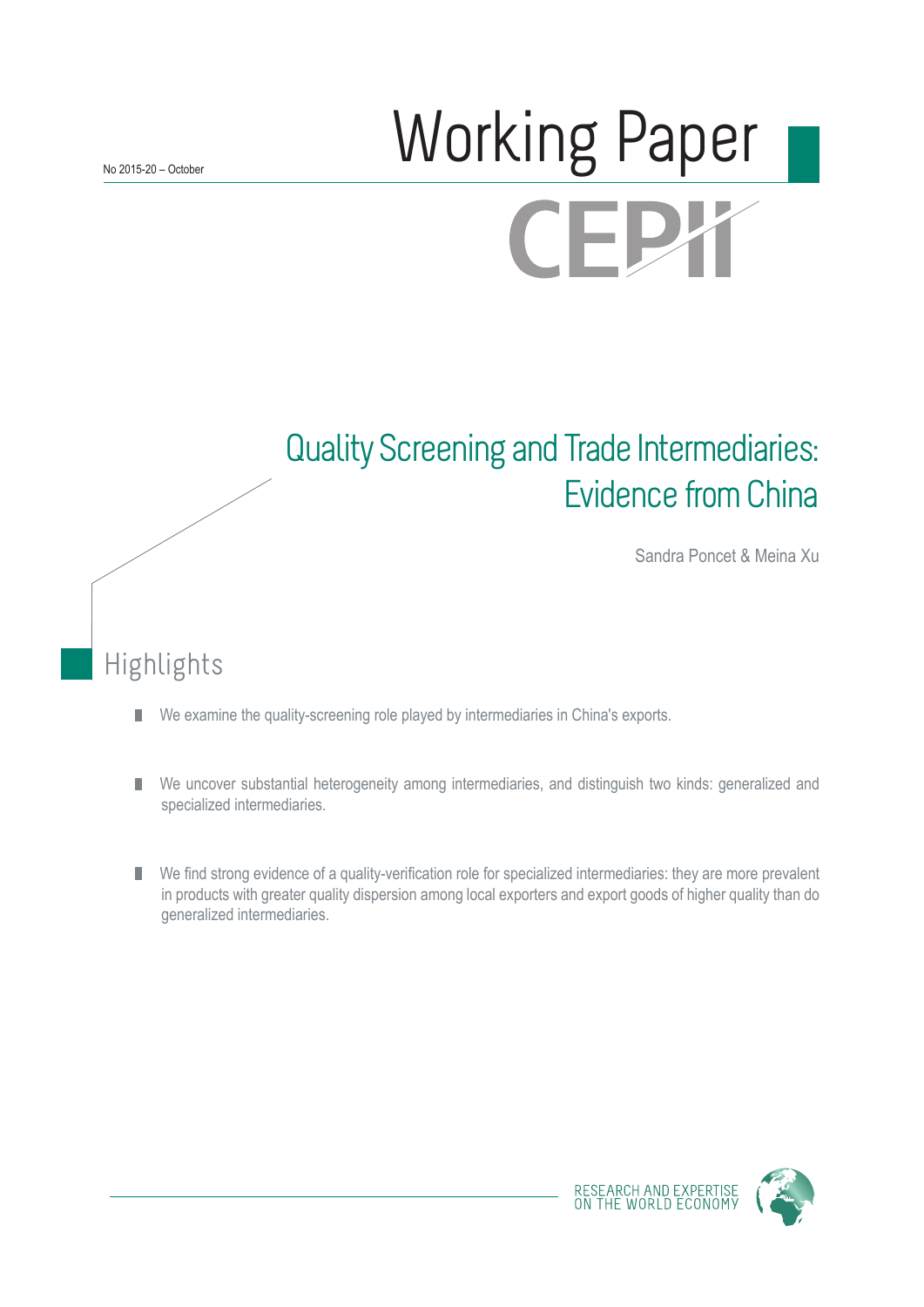No 2015-20 – October

# Working Paper

CEPII

## Quality Screening and Trade Intermediaries: Evidence from China

Sandra Poncet & Meina Xu

## Highlights

- We examine the quality-screening role played by intermediaries in China's exports.
- We uncover substantial heterogeneity among intermediaries, and distinguish two kinds: generalized and specialized intermediaries.
- We find strong evidence of a quality-verification role for specialized intermediaries: they are more prevalent in products with greater quality dispersion among local exporters and export goods of higher quality than do generalized intermediaries.

RESEARCH AND EXPERTISE ON THE WORLD ECONOMY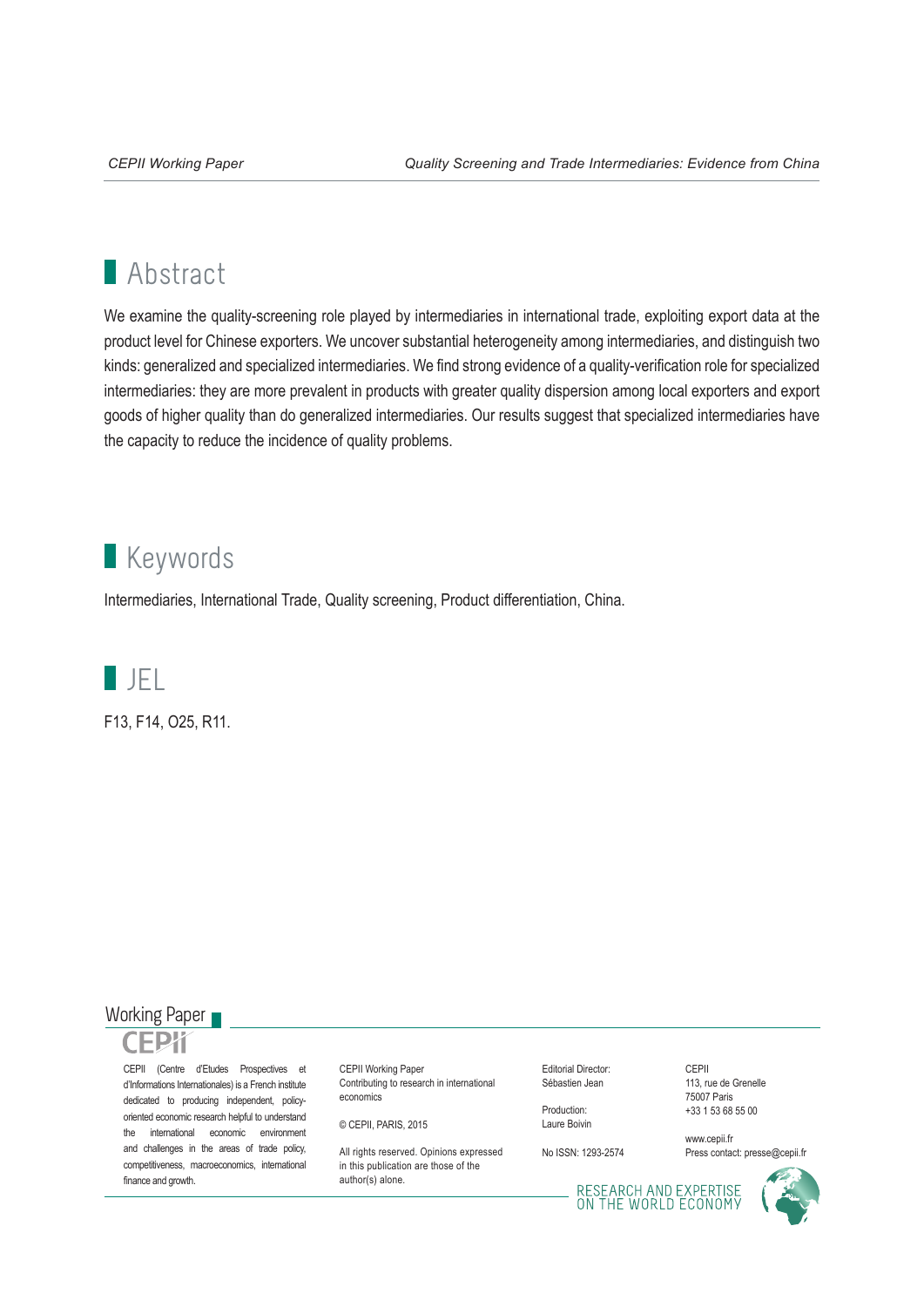## Abstract

We examine the quality-screening role played by intermediaries in international trade, exploiting export data at the product level for Chinese exporters. We uncover substantial heterogeneity among intermediaries, and distinguish two kinds: generalized and specialized intermediaries. We find strong evidence of a quality-verification role for specialized intermediaries: they are more prevalent in products with greater quality dispersion among local exporters and export goods of higher quality than do generalized intermediaries. Our results suggest that specialized intermediaries have the capacity to reduce the incidence of quality problems.

## Keywords

Intermediaries, International Trade, Quality screening, Product differentiation, China.

## JEL

F13, F14, O25, R11.

Working Paper

CEPII

CEPII (Centre d'Etudes Prospectives et d'Informations Internationales) is a French institute dedicated to producing independent, policy-oriented economic research helpful to understand the international economic environment and challenges in the areas of trade policy, competitiveness, macroeconomics, international finance and growth.

CEPII Working Paper
Contributing to research in international economics

© CEPII, PARIS, 2015

All rights reserved. Opinions expressed in this publication are those of the author(s) alone.

Editorial Director:
Sébastien Jean

Production:
Laure Boivin

No ISSN: 1293-2574

CEPII
113, rue de Grenelle
75007 Paris
+33 1 53 68 55 00

www.cepii.fr
Press contact: presse@cepii.fr

RESEARCH AND EXPERTISE ON THE WORLD ECONOMY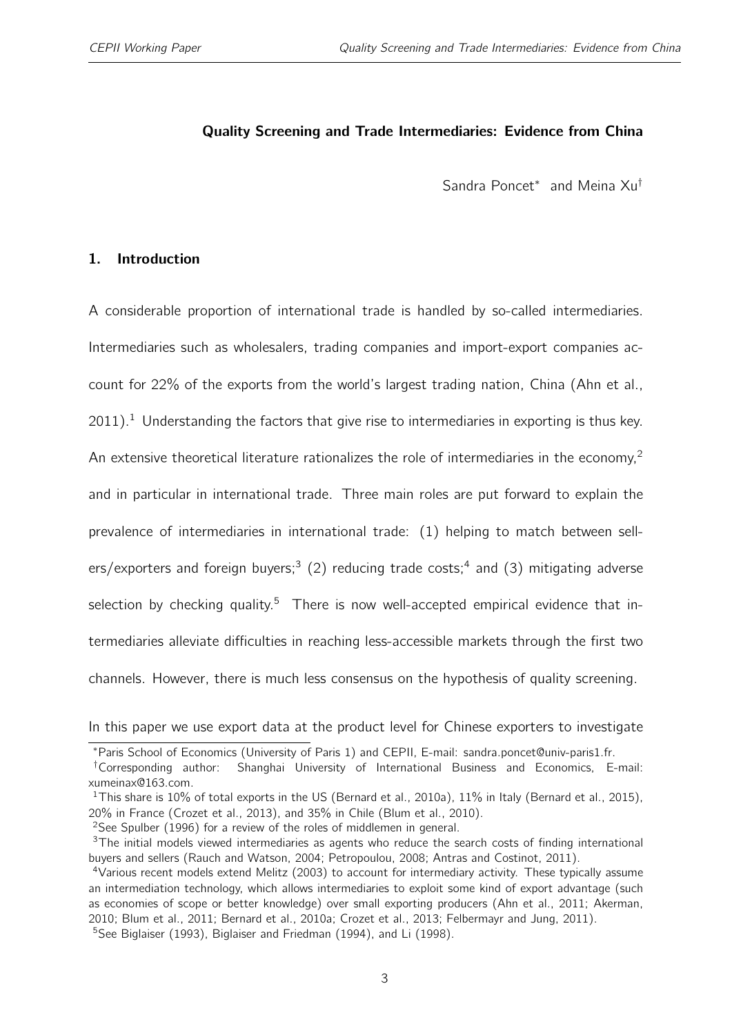## Quality Screening and Trade Intermediaries: Evidence from China

Sandra Poncet* and Meina Xu†

### 1. Introduction

A considerable proportion of international trade is handled by so-called intermediaries. Intermediaries such as wholesalers, trading companies and import-export companies account for 22% of the exports from the world's largest trading nation, China (Ahn et al., 2011).[1] Understanding the factors that give rise to intermediaries in exporting is thus key. An extensive theoretical literature rationalizes the role of intermediaries in the economy,[2] and in particular in international trade. Three main roles are put forward to explain the prevalence of intermediaries in international trade: (1) helping to match between sellers/exporters and foreign buyers;[3] (2) reducing trade costs;[4] and (3) mitigating adverse selection by checking quality.[5] There is now well-accepted empirical evidence that intermediaries alleviate difficulties in reaching less-accessible markets through the first two channels. However, there is much less consensus on the hypothesis of quality screening.

In this paper we use export data at the product level for Chinese exporters to investigate

---

*Paris School of Economics (University of Paris 1) and CEPII, E-mail: sandra.poncet@univ-paris1.fr.

†Corresponding author: Shanghai University of International Business and Economics, E-mail: xumeinax@163.com.

[1] This share is 10% of total exports in the US (Bernard et al., 2010a), 11% in Italy (Bernard et al., 2015), 20% in France (Crozet et al., 2013), and 35% in Chile (Blum et al., 2010).

[2] See Spulber (1996) for a review of the roles of middlemen in general.

[3] The initial models viewed intermediaries as agents who reduce the search costs of finding international buyers and sellers (Rauch and Watson, 2004; Petropoulou, 2008; Antras and Costinot, 2011).

[4] Various recent models extend Melitz (2003) to account for intermediary activity. These typically assume an intermediation technology, which allows intermediaries to exploit some kind of export advantage (such as economies of scope or better knowledge) over small exporting producers (Ahn et al., 2011; Akerman, 2010; Blum et al., 2011; Bernard et al., 2010a; Crozet et al., 2013; Felbermayr and Jung, 2011).

[5] See Biglaiser (1993), Biglaiser and Friedman (1994), and Li (1998).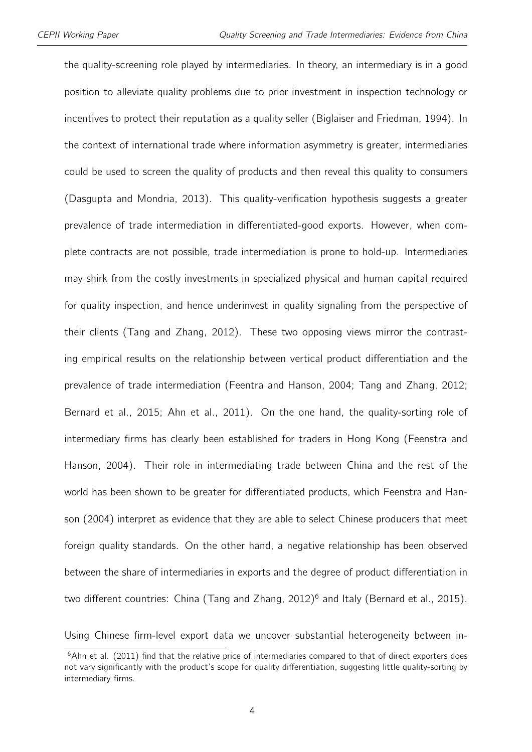the quality-screening role played by intermediaries. In theory, an intermediary is in a good position to alleviate quality problems due to prior investment in inspection technology or incentives to protect their reputation as a quality seller (Biglaiser and Friedman, 1994). In the context of international trade where information asymmetry is greater, intermediaries could be used to screen the quality of products and then reveal this quality to consumers (Dasgupta and Mondria, 2013). This quality-verification hypothesis suggests a greater prevalence of trade intermediation in differentiated-good exports. However, when complete contracts are not possible, trade intermediation is prone to hold-up. Intermediaries may shirk from the costly investments in specialized physical and human capital required for quality inspection, and hence underinvest in quality signaling from the perspective of their clients (Tang and Zhang, 2012). These two opposing views mirror the contrasting empirical results on the relationship between vertical product differentiation and the prevalence of trade intermediation (Feentra and Hanson, 2004; Tang and Zhang, 2012; Bernard et al., 2015; Ahn et al., 2011). On the one hand, the quality-sorting role of intermediary firms has clearly been established for traders in Hong Kong (Feenstra and Hanson, 2004). Their role in intermediating trade between China and the rest of the world has been shown to be greater for differentiated products, which Feenstra and Hanson (2004) interpret as evidence that they are able to select Chinese producers that meet foreign quality standards. On the other hand, a negative relationship has been observed between the share of intermediaries in exports and the degree of product differentiation in two different countries: China (Tang and Zhang, 2012)[6] and Italy (Bernard et al., 2015).

Using Chinese firm-level export data we uncover substantial heterogeneity between in-

[6] Ahn et al. (2011) find that the relative price of intermediaries compared to that of direct exporters does not vary significantly with the product's scope for quality differentiation, suggesting little quality-sorting by intermediary firms.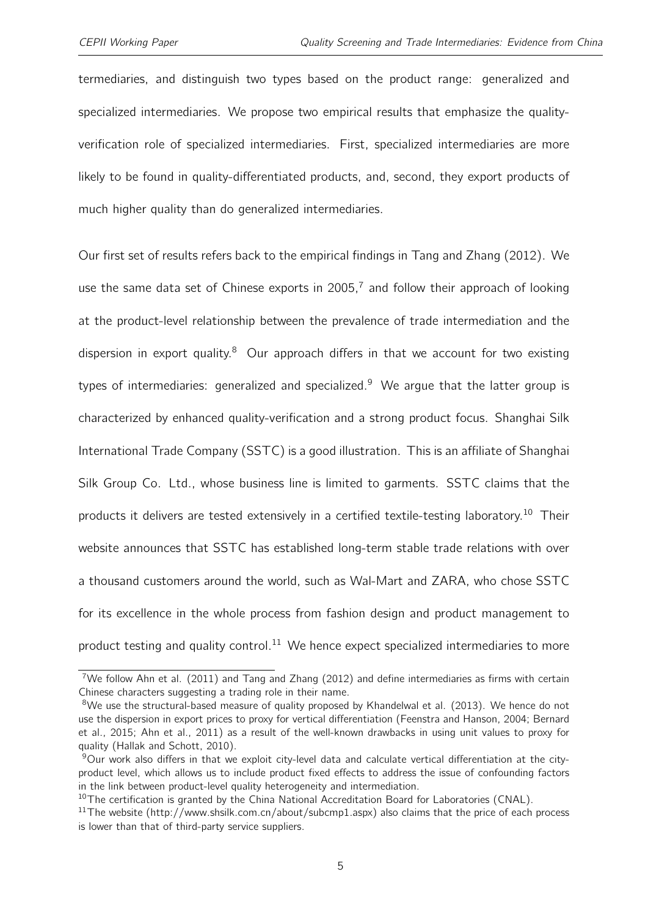termediaries, and distinguish two types based on the product range: generalized and specialized intermediaries. We propose two empirical results that emphasize the quality-verification role of specialized intermediaries. First, specialized intermediaries are more likely to be found in quality-differentiated products, and, second, they export products of much higher quality than do generalized intermediaries.

Our first set of results refers back to the empirical findings in Tang and Zhang (2012). We use the same data set of Chinese exports in 2005,[7] and follow their approach of looking at the product-level relationship between the prevalence of trade intermediation and the dispersion in export quality.[8] Our approach differs in that we account for two existing types of intermediaries: generalized and specialized.[9] We argue that the latter group is characterized by enhanced quality-verification and a strong product focus. Shanghai Silk International Trade Company (SSTC) is a good illustration. This is an affiliate of Shanghai Silk Group Co. Ltd., whose business line is limited to garments. SSTC claims that the products it delivers are tested extensively in a certified textile-testing laboratory.[10] Their website announces that SSTC has established long-term stable trade relations with over a thousand customers around the world, such as Wal-Mart and ZARA, who chose SSTC for its excellence in the whole process from fashion design and product management to product testing and quality control.[11] We hence expect specialized intermediaries to more

[7] We follow Ahn et al. (2011) and Tang and Zhang (2012) and define intermediaries as firms with certain Chinese characters suggesting a trading role in their name.

[8] We use the structural-based measure of quality proposed by Khandelwal et al. (2013). We hence do not use the dispersion in export prices to proxy for vertical differentiation (Feenstra and Hanson, 2004; Bernard et al., 2015; Ahn et al., 2011) as a result of the well-known drawbacks in using unit values to proxy for quality (Hallak and Schott, 2010).

[9] Our work also differs in that we exploit city-level data and calculate vertical differentiation at the city-product level, which allows us to include product fixed effects to address the issue of confounding factors in the link between product-level quality heterogeneity and intermediation.

[10] The certification is granted by the China National Accreditation Board for Laboratories (CNAL).

[11] The website (http://www.shsilk.com.cn/about/subcmp1.aspx) also claims that the price of each process is lower than that of third-party service suppliers.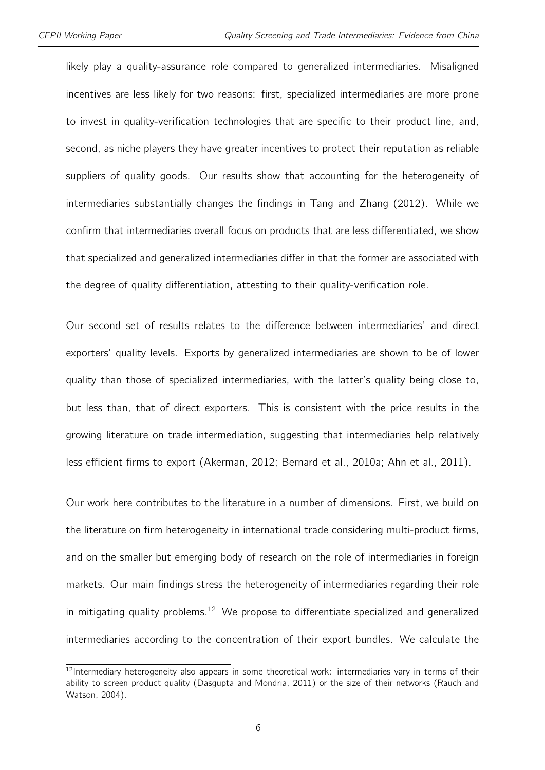likely play a quality-assurance role compared to generalized intermediaries. Misaligned incentives are less likely for two reasons: first, specialized intermediaries are more prone to invest in quality-verification technologies that are specific to their product line, and, second, as niche players they have greater incentives to protect their reputation as reliable suppliers of quality goods. Our results show that accounting for the heterogeneity of intermediaries substantially changes the findings in Tang and Zhang (2012). While we confirm that intermediaries overall focus on products that are less differentiated, we show that specialized and generalized intermediaries differ in that the former are associated with the degree of quality differentiation, attesting to their quality-verification role.

Our second set of results relates to the difference between intermediaries' and direct exporters' quality levels. Exports by generalized intermediaries are shown to be of lower quality than those of specialized intermediaries, with the latter's quality being close to, but less than, that of direct exporters. This is consistent with the price results in the growing literature on trade intermediation, suggesting that intermediaries help relatively less efficient firms to export (Akerman, 2012; Bernard et al., 2010a; Ahn et al., 2011).

Our work here contributes to the literature in a number of dimensions. First, we build on the literature on firm heterogeneity in international trade considering multi-product firms, and on the smaller but emerging body of research on the role of intermediaries in foreign markets. Our main findings stress the heterogeneity of intermediaries regarding their role in mitigating quality problems.[12] We propose to differentiate specialized and generalized intermediaries according to the concentration of their export bundles. We calculate the

[12] Intermediary heterogeneity also appears in some theoretical work: intermediaries vary in terms of their ability to screen product quality (Dasgupta and Mondria, 2011) or the size of their networks (Rauch and Watson, 2004).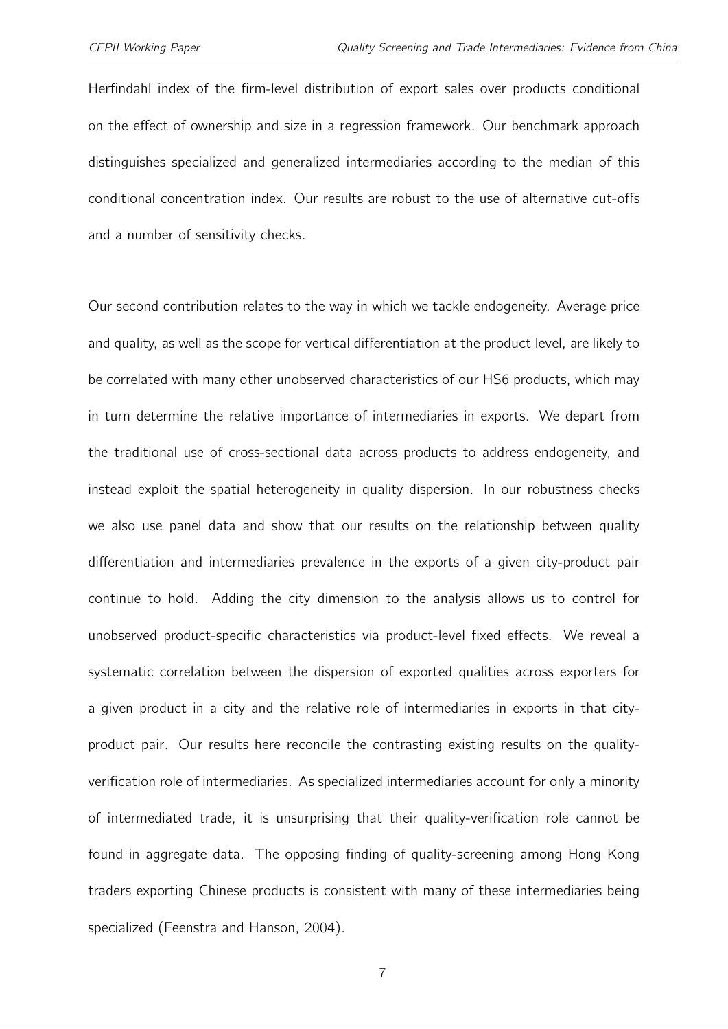Herfindahl index of the firm-level distribution of export sales over products conditional on the effect of ownership and size in a regression framework. Our benchmark approach distinguishes specialized and generalized intermediaries according to the median of this conditional concentration index. Our results are robust to the use of alternative cut-offs and a number of sensitivity checks.

Our second contribution relates to the way in which we tackle endogeneity. Average price and quality, as well as the scope for vertical differentiation at the product level, are likely to be correlated with many other unobserved characteristics of our HS6 products, which may in turn determine the relative importance of intermediaries in exports. We depart from the traditional use of cross-sectional data across products to address endogeneity, and instead exploit the spatial heterogeneity in quality dispersion. In our robustness checks we also use panel data and show that our results on the relationship between quality differentiation and intermediaries prevalence in the exports of a given city-product pair continue to hold. Adding the city dimension to the analysis allows us to control for unobserved product-specific characteristics via product-level fixed effects. We reveal a systematic correlation between the dispersion of exported qualities across exporters for a given product in a city and the relative role of intermediaries in exports in that city-product pair. Our results here reconcile the contrasting existing results on the quality-verification role of intermediaries. As specialized intermediaries account for only a minority of intermediated trade, it is unsurprising that their quality-verification role cannot be found in aggregate data. The opposing finding of quality-screening among Hong Kong traders exporting Chinese products is consistent with many of these intermediaries being specialized (Feenstra and Hanson, 2004).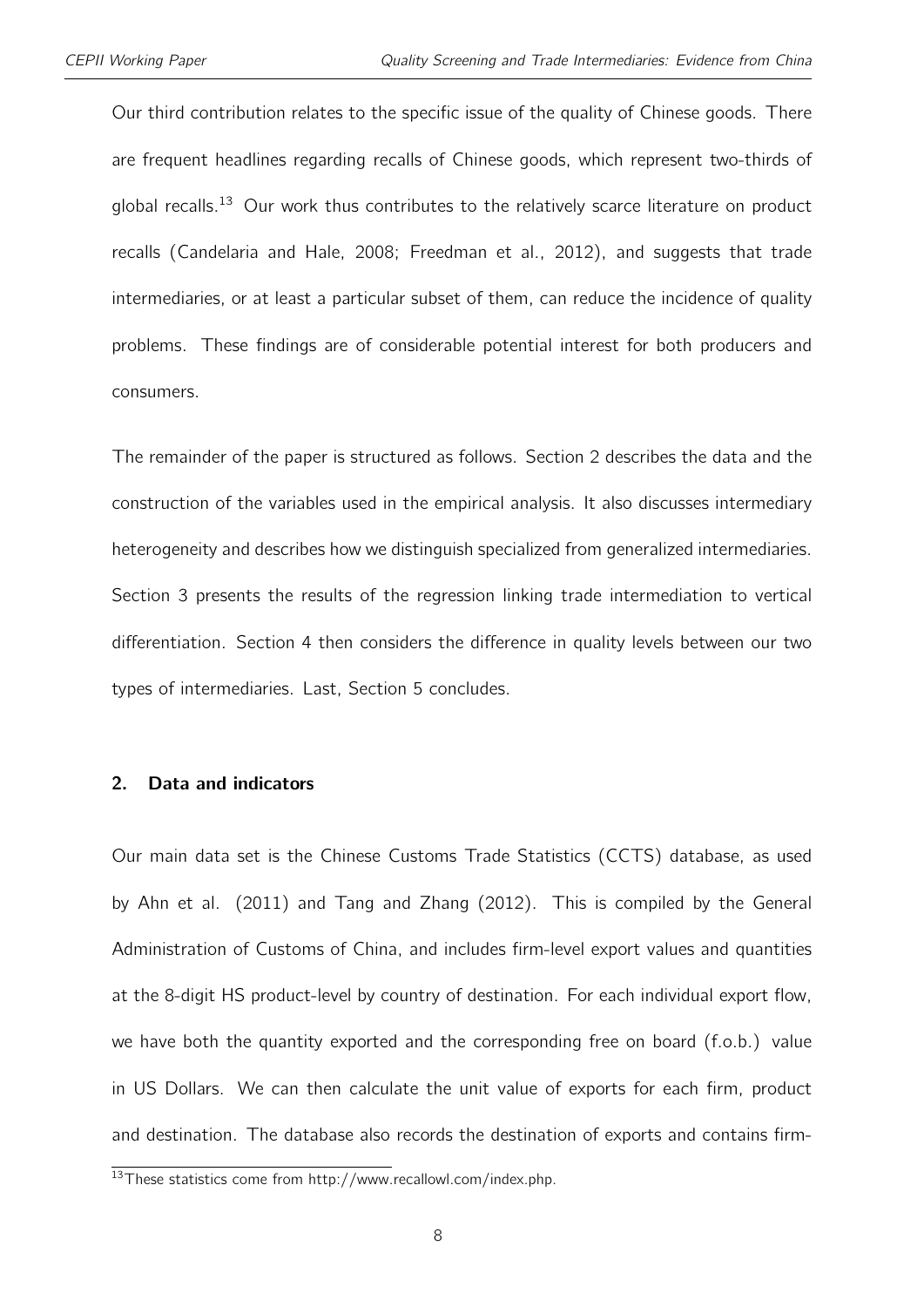Our third contribution relates to the specific issue of the quality of Chinese goods. There are frequent headlines regarding recalls of Chinese goods, which represent two-thirds of global recalls.[13] Our work thus contributes to the relatively scarce literature on product recalls (Candelaria and Hale, 2008; Freedman et al., 2012), and suggests that trade intermediaries, or at least a particular subset of them, can reduce the incidence of quality problems. These findings are of considerable potential interest for both producers and consumers.

The remainder of the paper is structured as follows. Section 2 describes the data and the construction of the variables used in the empirical analysis. It also discusses intermediary heterogeneity and describes how we distinguish specialized from generalized intermediaries. Section 3 presents the results of the regression linking trade intermediation to vertical differentiation. Section 4 then considers the difference in quality levels between our two types of intermediaries. Last, Section 5 concludes.

## 2. Data and indicators

Our main data set is the Chinese Customs Trade Statistics (CCTS) database, as used by Ahn et al. (2011) and Tang and Zhang (2012). This is compiled by the General Administration of Customs of China, and includes firm-level export values and quantities at the 8-digit HS product-level by country of destination. For each individual export flow, we have both the quantity exported and the corresponding free on board (f.o.b.) value in US Dollars. We can then calculate the unit value of exports for each firm, product and destination. The database also records the destination of exports and contains firm-

[13] These statistics come from http://www.recallowl.com/index.php.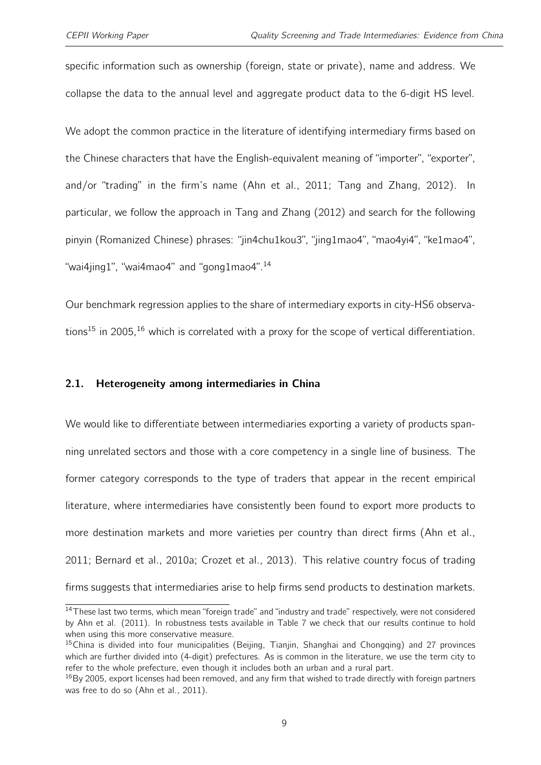specific information such as ownership (foreign, state or private), name and address. We collapse the data to the annual level and aggregate product data to the 6-digit HS level.

We adopt the common practice in the literature of identifying intermediary firms based on the Chinese characters that have the English-equivalent meaning of "importer", "exporter", and/or "trading" in the firm's name (Ahn et al., 2011; Tang and Zhang, 2012). In particular, we follow the approach in Tang and Zhang (2012) and search for the following pinyin (Romanized Chinese) phrases: "jin4chu1kou3", "jing1mao4", "mao4yi4", "ke1mao4", "wai4jing1", "wai4mao4" and "gong1mao4".[14]

Our benchmark regression applies to the share of intermediary exports in city-HS6 observations[15] in 2005,[16] which is correlated with a proxy for the scope of vertical differentiation.

## 2.1. Heterogeneity among intermediaries in China

We would like to differentiate between intermediaries exporting a variety of products spanning unrelated sectors and those with a core competency in a single line of business. The former category corresponds to the type of traders that appear in the recent empirical literature, where intermediaries have consistently been found to export more products to more destination markets and more varieties per country than direct firms (Ahn et al., 2011; Bernard et al., 2010a; Crozet et al., 2013). This relative country focus of trading firms suggests that intermediaries arise to help firms send products to destination markets.

[14] These last two terms, which mean "foreign trade" and "industry and trade" respectively, were not considered by Ahn et al. (2011). In robustness tests available in Table 7 we check that our results continue to hold when using this more conservative measure.

[15] China is divided into four municipalities (Beijing, Tianjin, Shanghai and Chongqing) and 27 provinces which are further divided into (4-digit) prefectures. As is common in the literature, we use the term city to refer to the whole prefecture, even though it includes both an urban and a rural part.

[16] By 2005, export licenses had been removed, and any firm that wished to trade directly with foreign partners was free to do so (Ahn et al., 2011).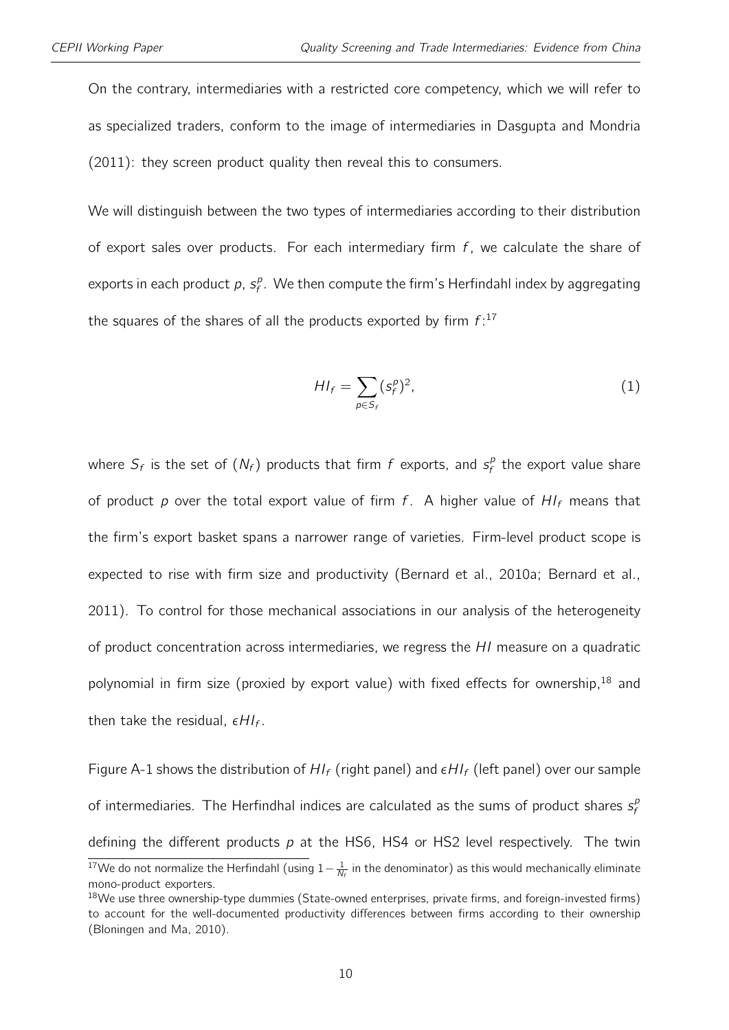On the contrary, intermediaries with a restricted core competency, which we will refer to as specialized traders, conform to the image of intermediaries in Dasgupta and Mondria (2011): they screen product quality then reveal this to consumers.

We will distinguish between the two types of intermediaries according to their distribution of export sales over products. For each intermediary firm $f$, we calculate the share of exports in each product $p$, $s_f^p$. We then compute the firm's Herfindahl index by aggregating the squares of the shares of all the products exported by firm $f$:[17]

$$HI_f = \sum_{p \in S_f} (s_f^p)^2, \tag{1}$$

where $S_f$ is the set of ($N_f$) products that firm $f$ exports, and $s_f^p$ the export value share of product $p$ over the total export value of firm $f$. A higher value of $HI_f$ means that the firm's export basket spans a narrower range of varieties. Firm-level product scope is expected to rise with firm size and productivity (Bernard et al., 2010a; Bernard et al., 2011). To control for those mechanical associations in our analysis of the heterogeneity of product concentration across intermediaries, we regress the $HI$ measure on a quadratic polynomial in firm size (proxied by export value) with fixed effects for ownership,[18] and then take the residual, $\epsilon HI_f$.

Figure A-1 shows the distribution of $HI_f$ (right panel) and $\epsilon HI_f$ (left panel) over our sample of intermediaries. The Herfindhal indices are calculated as the sums of product shares $s_f^p$ defining the different products $p$ at the HS6, HS4 or HS2 level respectively. The twin

[17] We do not normalize the Herfindahl (using $1 - \frac{1}{N_f}$ in the denominator) as this would mechanically eliminate mono-product exporters.

[18] We use three ownership-type dummies (State-owned enterprises, private firms, and foreign-invested firms) to account for the well-documented productivity differences between firms according to their ownership (Bloningen and Ma, 2010).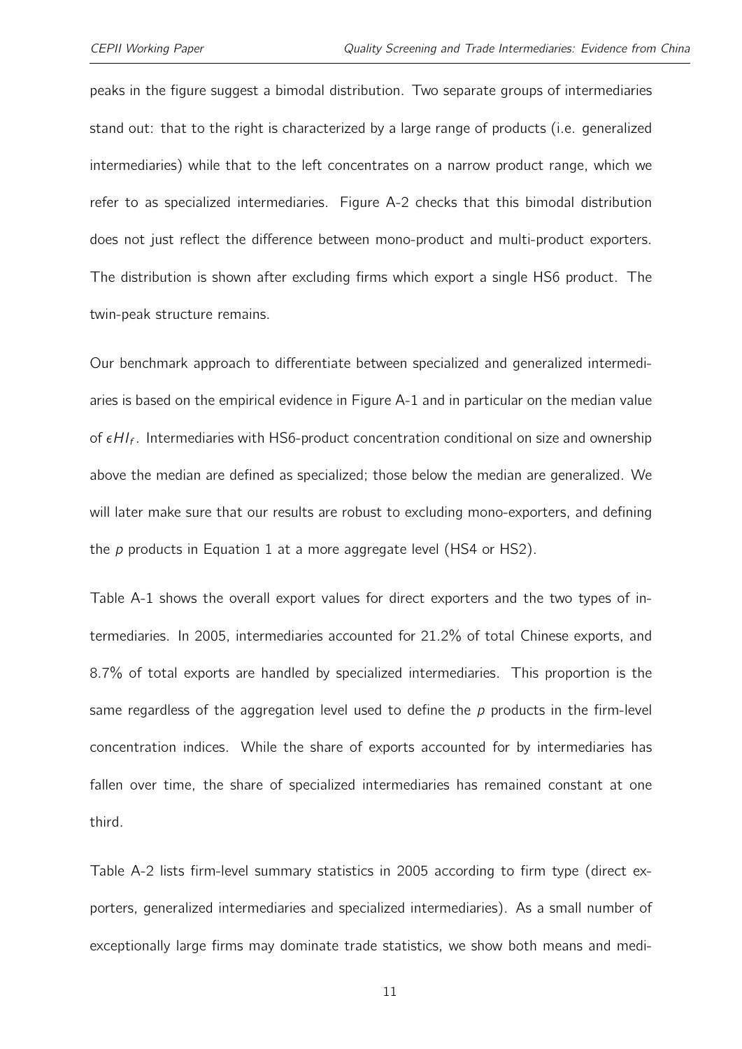peaks in the figure suggest a bimodal distribution. Two separate groups of intermediaries stand out: that to the right is characterized by a large range of products (i.e. generalized intermediaries) while that to the left concentrates on a narrow product range, which we refer to as specialized intermediaries. Figure A-2 checks that this bimodal distribution does not just reflect the difference between mono-product and multi-product exporters. The distribution is shown after excluding firms which export a single HS6 product. The twin-peak structure remains.

Our benchmark approach to differentiate between specialized and generalized intermediaries is based on the empirical evidence in Figure A-1 and in particular on the median value of $\epsilon HI_f$. Intermediaries with HS6-product concentration conditional on size and ownership above the median are defined as specialized; those below the median are generalized. We will later make sure that our results are robust to excluding mono-exporters, and defining the $p$ products in Equation 1 at a more aggregate level (HS4 or HS2).

Table A-1 shows the overall export values for direct exporters and the two types of intermediaries. In 2005, intermediaries accounted for 21.2% of total Chinese exports, and 8.7% of total exports are handled by specialized intermediaries. This proportion is the same regardless of the aggregation level used to define the $p$ products in the firm-level concentration indices. While the share of exports accounted for by intermediaries has fallen over time, the share of specialized intermediaries has remained constant at one third.

Table A-2 lists firm-level summary statistics in 2005 according to firm type (direct exporters, generalized intermediaries and specialized intermediaries). As a small number of exceptionally large firms may dominate trade statistics, we show both means and medi-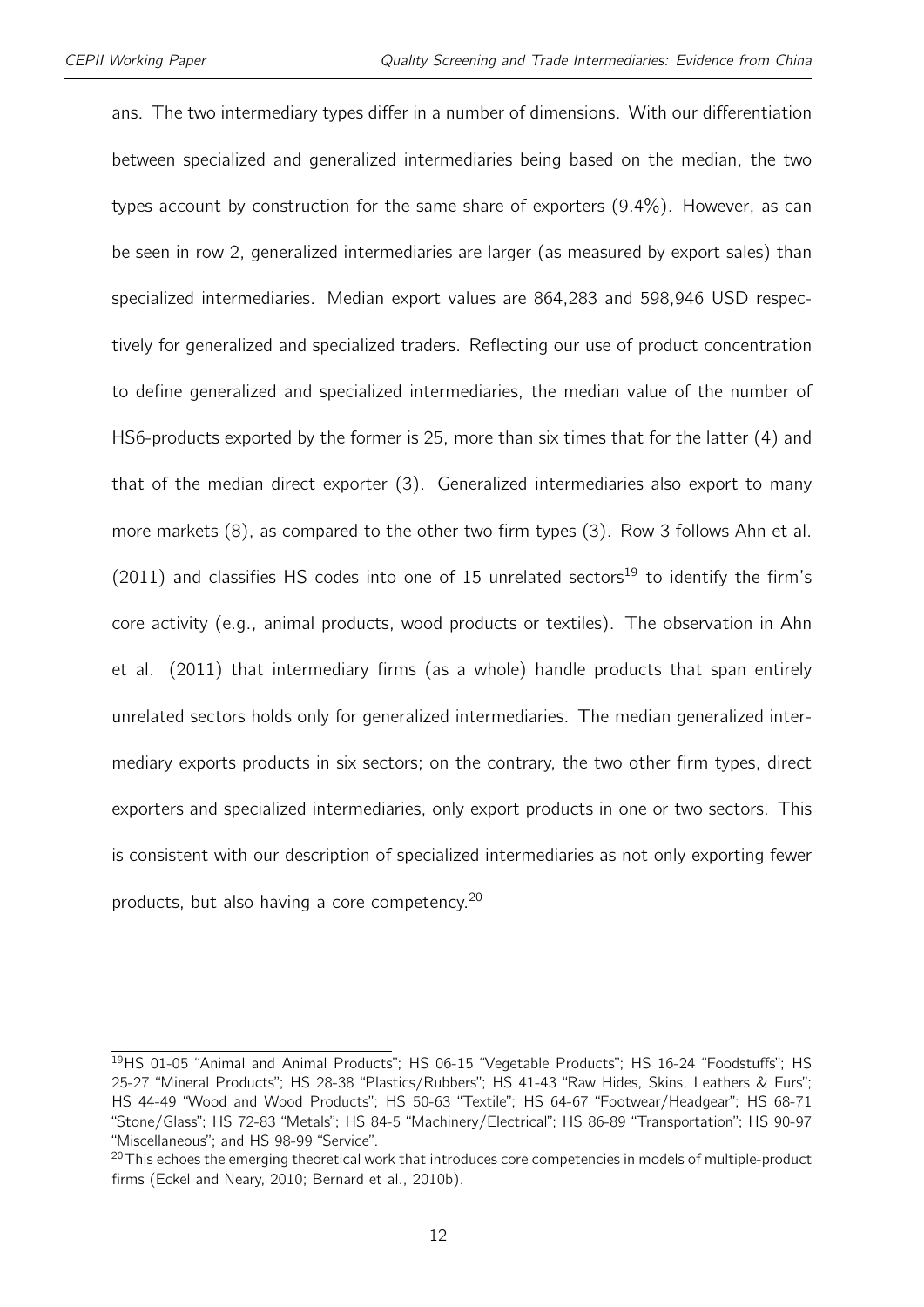ans. The two intermediary types differ in a number of dimensions. With our differentiation between specialized and generalized intermediaries being based on the median, the two types account by construction for the same share of exporters (9.4%). However, as can be seen in row 2, generalized intermediaries are larger (as measured by export sales) than specialized intermediaries. Median export values are 864,283 and 598,946 USD respectively for generalized and specialized traders. Reflecting our use of product concentration to define generalized and specialized intermediaries, the median value of the number of HS6-products exported by the former is 25, more than six times that for the latter (4) and that of the median direct exporter (3). Generalized intermediaries also export to many more markets (8), as compared to the other two firm types (3). Row 3 follows Ahn et al. (2011) and classifies HS codes into one of 15 unrelated sectors[19] to identify the firm's core activity (e.g., animal products, wood products or textiles). The observation in Ahn et al. (2011) that intermediary firms (as a whole) handle products that span entirely unrelated sectors holds only for generalized intermediaries. The median generalized intermediary exports products in six sectors; on the contrary, the two other firm types, direct exporters and specialized intermediaries, only export products in one or two sectors. This is consistent with our description of specialized intermediaries as not only exporting fewer products, but also having a core competency.[20]

---

[19] HS 01-05 "Animal and Animal Products"; HS 06-15 "Vegetable Products"; HS 16-24 "Foodstuffs"; HS 25-27 "Mineral Products"; HS 28-38 "Plastics/Rubbers"; HS 41-43 "Raw Hides, Skins, Leathers & Furs"; HS 44-49 "Wood and Wood Products"; HS 50-63 "Textile"; HS 64-67 "Footwear/Headgear"; HS 68-71 "Stone/Glass"; HS 72-83 "Metals"; HS 84-5 "Machinery/Electrical"; HS 86-89 "Transportation"; HS 90-97 "Miscellaneous"; and HS 98-99 "Service".

[20] This echoes the emerging theoretical work that introduces core competencies in models of multiple-product firms (Eckel and Neary, 2010; Bernard et al., 2010b).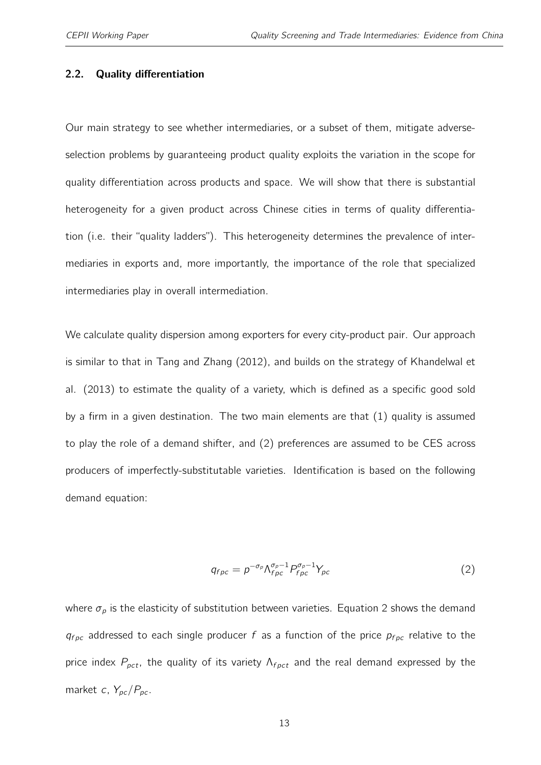### 2.2. Quality differentiation

Our main strategy to see whether intermediaries, or a subset of them, mitigate adverse-selection problems by guaranteeing product quality exploits the variation in the scope for quality differentiation across products and space. We will show that there is substantial heterogeneity for a given product across Chinese cities in terms of quality differentiation (i.e. their "quality ladders"). This heterogeneity determines the prevalence of intermediaries in exports and, more importantly, the importance of the role that specialized intermediaries play in overall intermediation.

We calculate quality dispersion among exporters for every city-product pair. Our approach is similar to that in Tang and Zhang (2012), and builds on the strategy of Khandelwal et al. (2013) to estimate the quality of a variety, which is defined as a specific good sold by a firm in a given destination. The two main elements are that (1) quality is assumed to play the role of a demand shifter, and (2) preferences are assumed to be CES across producers of imperfectly-substitutable varieties. Identification is based on the following demand equation:

$$q_{fpc} = p^{-\sigma_p} \Lambda_{fpc}^{\sigma_p - 1} P_{fpc}^{\sigma_p - 1} Y_{pc} \tag{2}$$

where $\sigma_p$ is the elasticity of substitution between varieties. Equation 2 shows the demand $q_{fpc}$ addressed to each single producer $f$ as a function of the price $p_{fpc}$ relative to the price index $P_{pct}$, the quality of its variety $\Lambda_{fpct}$ and the real demand expressed by the market $c$, $Y_{pc}/P_{pc}$.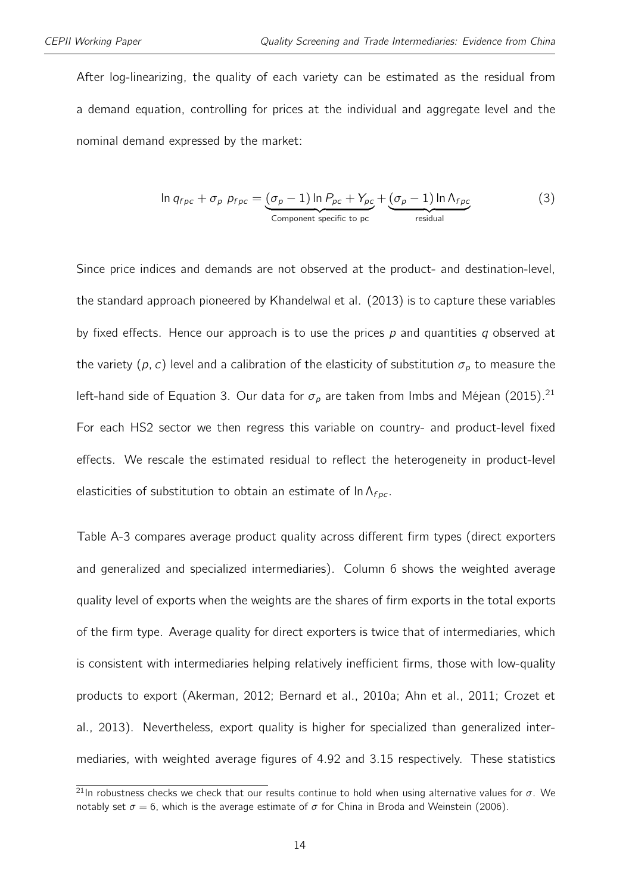After log-linearizing, the quality of each variety can be estimated as the residual from a demand equation, controlling for prices at the individual and aggregate level and the nominal demand expressed by the market:

$$\ln q_{fpc} + \sigma_p \; p_{fpc} = \underbrace{(\sigma_p - 1)\ln P_{pc} + Y_{pc}}_{\text{Component specific to pc}} + \underbrace{(\sigma_p - 1)\ln \Lambda_{fpc}}_{\text{residual}} \tag{3}$$

Since price indices and demands are not observed at the product- and destination-level, the standard approach pioneered by Khandelwal et al. (2013) is to capture these variables by fixed effects. Hence our approach is to use the prices $p$ and quantities $q$ observed at the variety $(p, c)$ level and a calibration of the elasticity of substitution $\sigma_p$ to measure the left-hand side of Equation 3. Our data for $\sigma_p$ are taken from Imbs and Méjean (2015).[21] For each HS2 sector we then regress this variable on country- and product-level fixed effects. We rescale the estimated residual to reflect the heterogeneity in product-level elasticities of substitution to obtain an estimate of $\ln \Lambda_{fpc}$.

Table A-3 compares average product quality across different firm types (direct exporters and generalized and specialized intermediaries). Column 6 shows the weighted average quality level of exports when the weights are the shares of firm exports in the total exports of the firm type. Average quality for direct exporters is twice that of intermediaries, which is consistent with intermediaries helping relatively inefficient firms, those with low-quality products to export (Akerman, 2012; Bernard et al., 2010a; Ahn et al., 2011; Crozet et al., 2013). Nevertheless, export quality is higher for specialized than generalized intermediaries, with weighted average figures of 4.92 and 3.15 respectively. These statistics

[21] In robustness checks we check that our results continue to hold when using alternative values for $\sigma$. We notably set $\sigma = 6$, which is the average estimate of $\sigma$ for China in Broda and Weinstein (2006).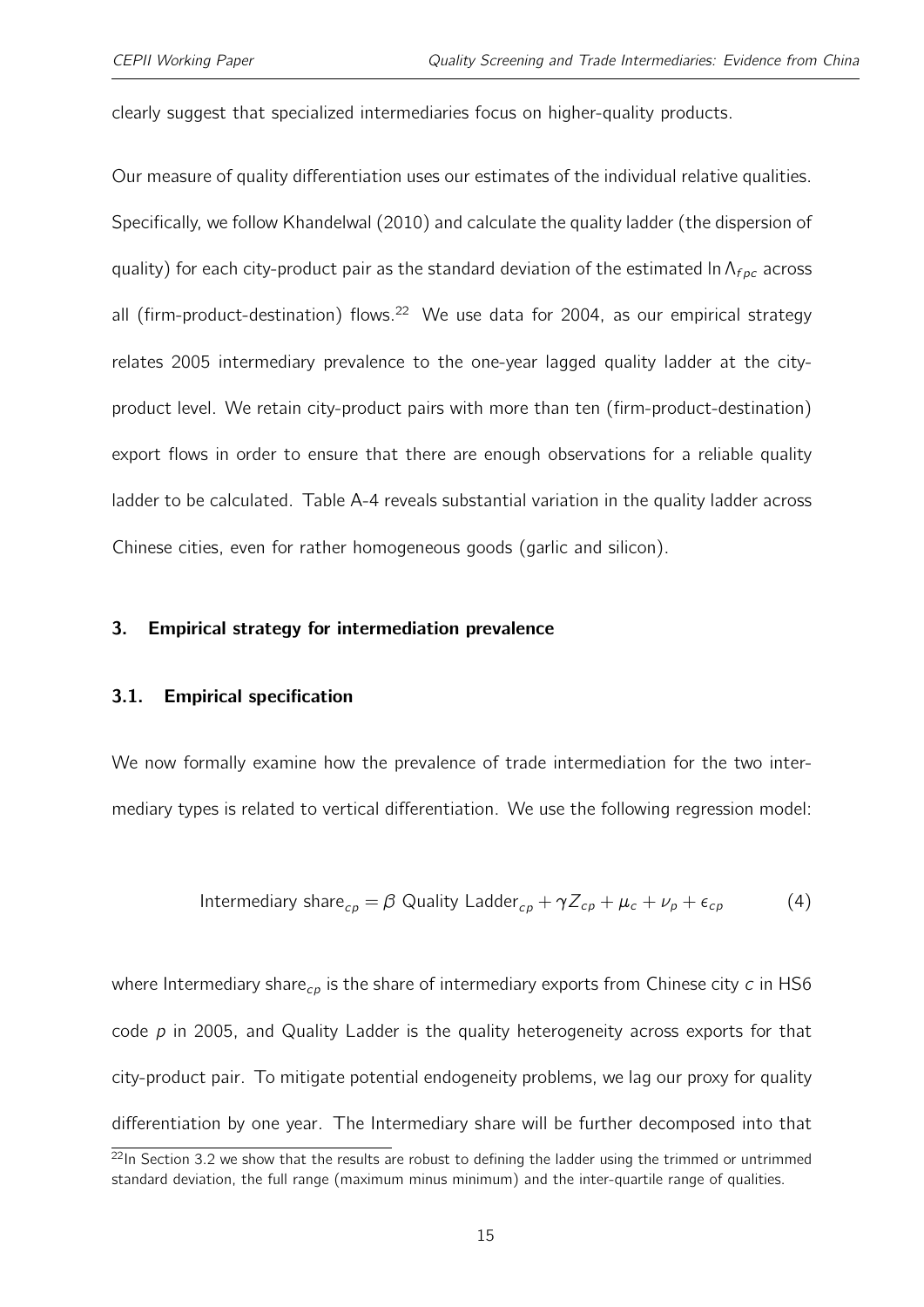clearly suggest that specialized intermediaries focus on higher-quality products.

Our measure of quality differentiation uses our estimates of the individual relative qualities. Specifically, we follow Khandelwal (2010) and calculate the quality ladder (the dispersion of quality) for each city-product pair as the standard deviation of the estimated $\ln \Lambda_{fpc}$ across all (firm-product-destination) flows.[22] We use data for 2004, as our empirical strategy relates 2005 intermediary prevalence to the one-year lagged quality ladder at the city-product level. We retain city-product pairs with more than ten (firm-product-destination) export flows in order to ensure that there are enough observations for a reliable quality ladder to be calculated. Table A-4 reveals substantial variation in the quality ladder across Chinese cities, even for rather homogeneous goods (garlic and silicon).

## 3. Empirical strategy for intermediation prevalence

### 3.1. Empirical specification

We now formally examine how the prevalence of trade intermediation for the two intermediary types is related to vertical differentiation. We use the following regression model:

$$\text{Intermediary share}_{cp} = \beta \text{ Quality Ladder}_{cp} + \gamma Z_{cp} + \mu_c + \nu_p + \epsilon_{cp} \tag{4}$$

where Intermediary share$_{cp}$ is the share of intermediary exports from Chinese city $c$ in HS6 code $p$ in 2005, and Quality Ladder is the quality heterogeneity across exports for that city-product pair. To mitigate potential endogeneity problems, we lag our proxy for quality differentiation by one year. The Intermediary share will be further decomposed into that

[22] In Section 3.2 we show that the results are robust to defining the ladder using the trimmed or untrimmed standard deviation, the full range (maximum minus minimum) and the inter-quartile range of qualities.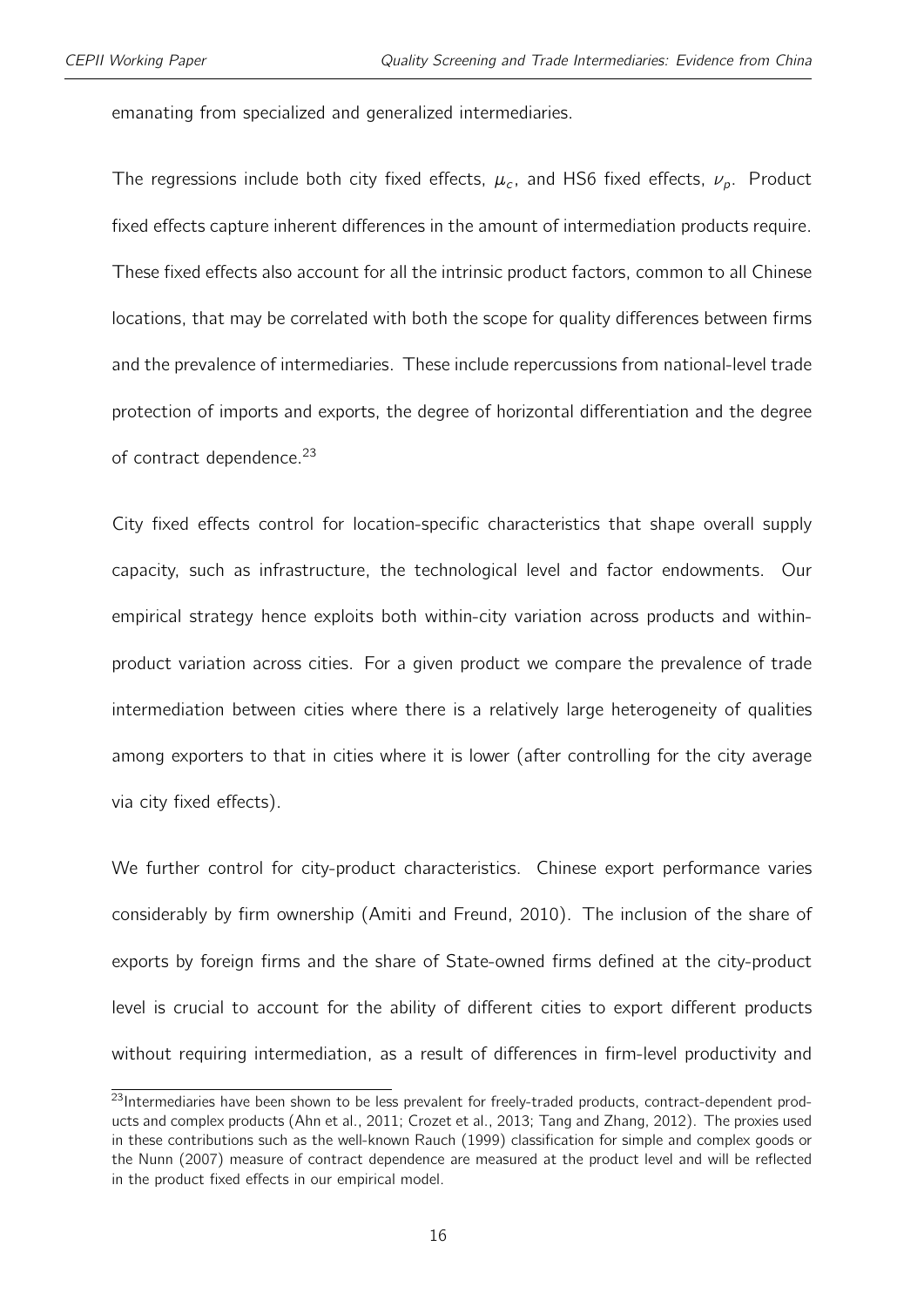emanating from specialized and generalized intermediaries.

The regressions include both city fixed effects, $\mu_c$, and HS6 fixed effects, $\nu_p$. Product fixed effects capture inherent differences in the amount of intermediation products require. These fixed effects also account for all the intrinsic product factors, common to all Chinese locations, that may be correlated with both the scope for quality differences between firms and the prevalence of intermediaries. These include repercussions from national-level trade protection of imports and exports, the degree of horizontal differentiation and the degree of contract dependence.[23]

City fixed effects control for location-specific characteristics that shape overall supply capacity, such as infrastructure, the technological level and factor endowments. Our empirical strategy hence exploits both within-city variation across products and within-product variation across cities. For a given product we compare the prevalence of trade intermediation between cities where there is a relatively large heterogeneity of qualities among exporters to that in cities where it is lower (after controlling for the city average via city fixed effects).

We further control for city-product characteristics. Chinese export performance varies considerably by firm ownership (Amiti and Freund, 2010). The inclusion of the share of exports by foreign firms and the share of State-owned firms defined at the city-product level is crucial to account for the ability of different cities to export different products without requiring intermediation, as a result of differences in firm-level productivity and

[23] Intermediaries have been shown to be less prevalent for freely-traded products, contract-dependent products and complex products (Ahn et al., 2011; Crozet et al., 2013; Tang and Zhang, 2012). The proxies used in these contributions such as the well-known Rauch (1999) classification for simple and complex goods or the Nunn (2007) measure of contract dependence are measured at the product level and will be reflected in the product fixed effects in our empirical model.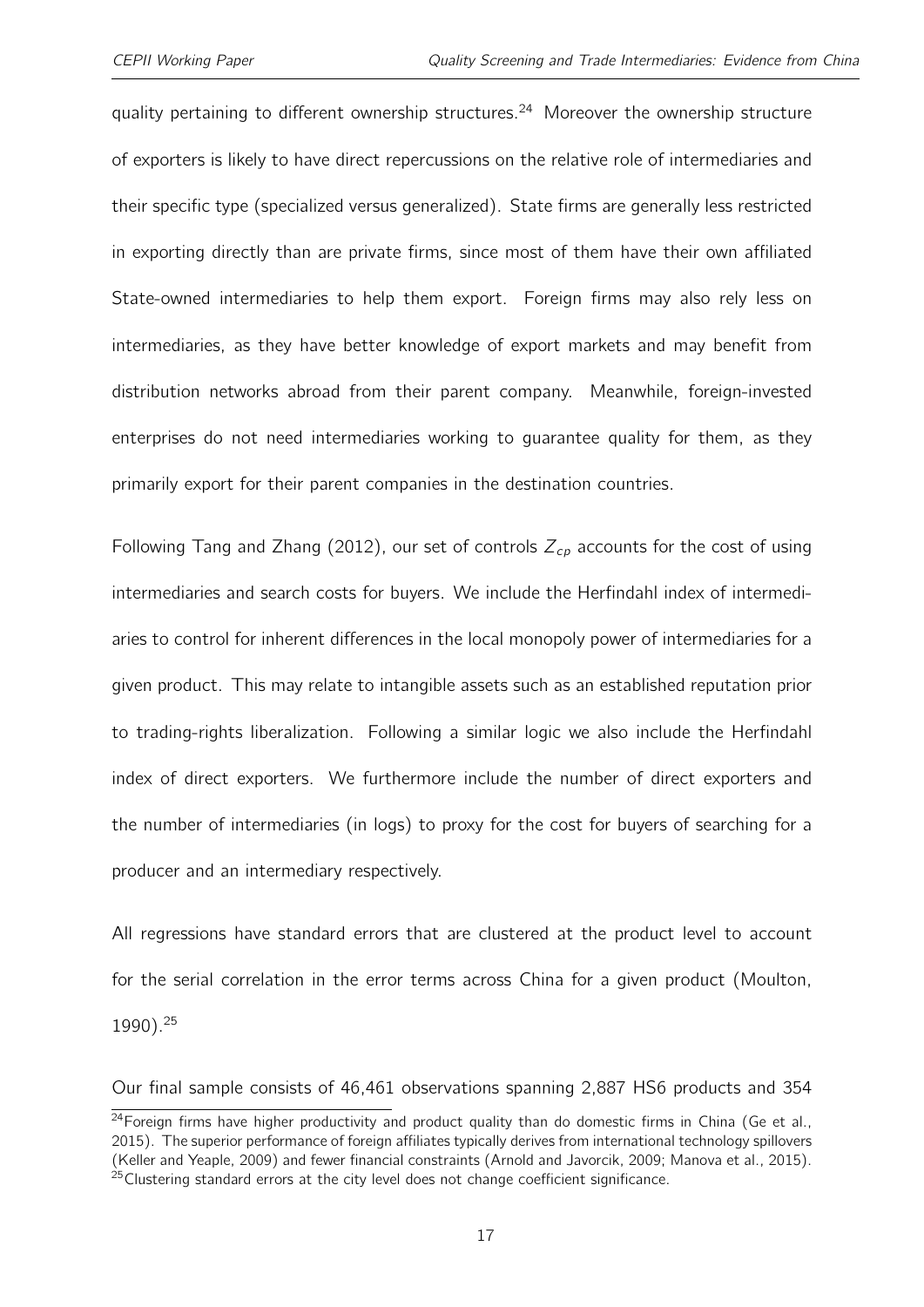quality pertaining to different ownership structures.[24] Moreover the ownership structure of exporters is likely to have direct repercussions on the relative role of intermediaries and their specific type (specialized versus generalized). State firms are generally less restricted in exporting directly than are private firms, since most of them have their own affiliated State-owned intermediaries to help them export. Foreign firms may also rely less on intermediaries, as they have better knowledge of export markets and may benefit from distribution networks abroad from their parent company. Meanwhile, foreign-invested enterprises do not need intermediaries working to guarantee quality for them, as they primarily export for their parent companies in the destination countries.

Following Tang and Zhang (2012), our set of controls $Z_{cp}$ accounts for the cost of using intermediaries and search costs for buyers. We include the Herfindahl index of intermediaries to control for inherent differences in the local monopoly power of intermediaries for a given product. This may relate to intangible assets such as an established reputation prior to trading-rights liberalization. Following a similar logic we also include the Herfindahl index of direct exporters. We furthermore include the number of direct exporters and the number of intermediaries (in logs) to proxy for the cost for buyers of searching for a producer and an intermediary respectively.

All regressions have standard errors that are clustered at the product level to account for the serial correlation in the error terms across China for a given product (Moulton, 1990).[25]

Our final sample consists of 46,461 observations spanning 2,887 HS6 products and 354

[24] Foreign firms have higher productivity and product quality than do domestic firms in China (Ge et al., 2015). The superior performance of foreign affiliates typically derives from international technology spillovers (Keller and Yeaple, 2009) and fewer financial constraints (Arnold and Javorcik, 2009; Manova et al., 2015).

[25] Clustering standard errors at the city level does not change coefficient significance.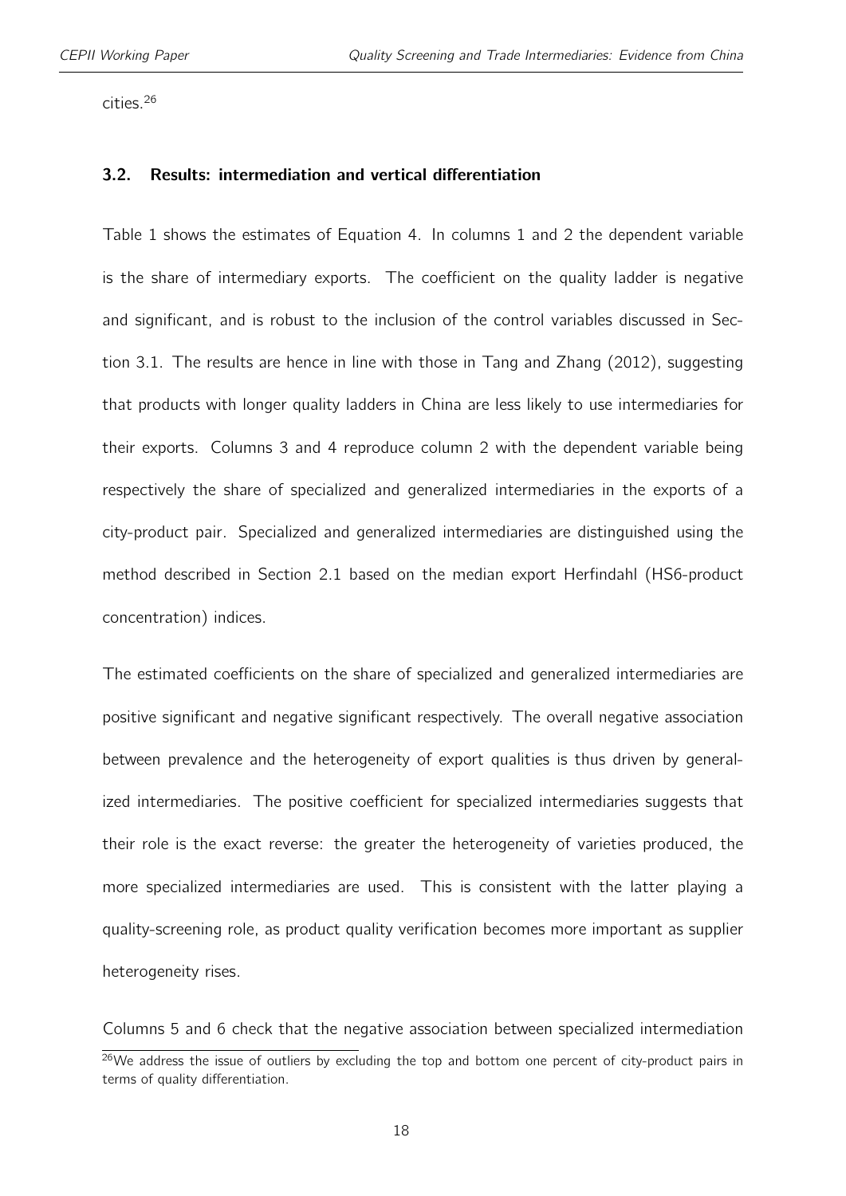cities.[26]

### 3.2. Results: intermediation and vertical differentiation

Table 1 shows the estimates of Equation 4. In columns 1 and 2 the dependent variable is the share of intermediary exports. The coefficient on the quality ladder is negative and significant, and is robust to the inclusion of the control variables discussed in Section 3.1. The results are hence in line with those in Tang and Zhang (2012), suggesting that products with longer quality ladders in China are less likely to use intermediaries for their exports. Columns 3 and 4 reproduce column 2 with the dependent variable being respectively the share of specialized and generalized intermediaries in the exports of a city-product pair. Specialized and generalized intermediaries are distinguished using the method described in Section 2.1 based on the median export Herfindahl (HS6-product concentration) indices.

The estimated coefficients on the share of specialized and generalized intermediaries are positive significant and negative significant respectively. The overall negative association between prevalence and the heterogeneity of export qualities is thus driven by generalized intermediaries. The positive coefficient for specialized intermediaries suggests that their role is the exact reverse: the greater the heterogeneity of varieties produced, the more specialized intermediaries are used. This is consistent with the latter playing a quality-screening role, as product quality verification becomes more important as supplier heterogeneity rises.

Columns 5 and 6 check that the negative association between specialized intermediation

[26] We address the issue of outliers by excluding the top and bottom one percent of city-product pairs in terms of quality differentiation.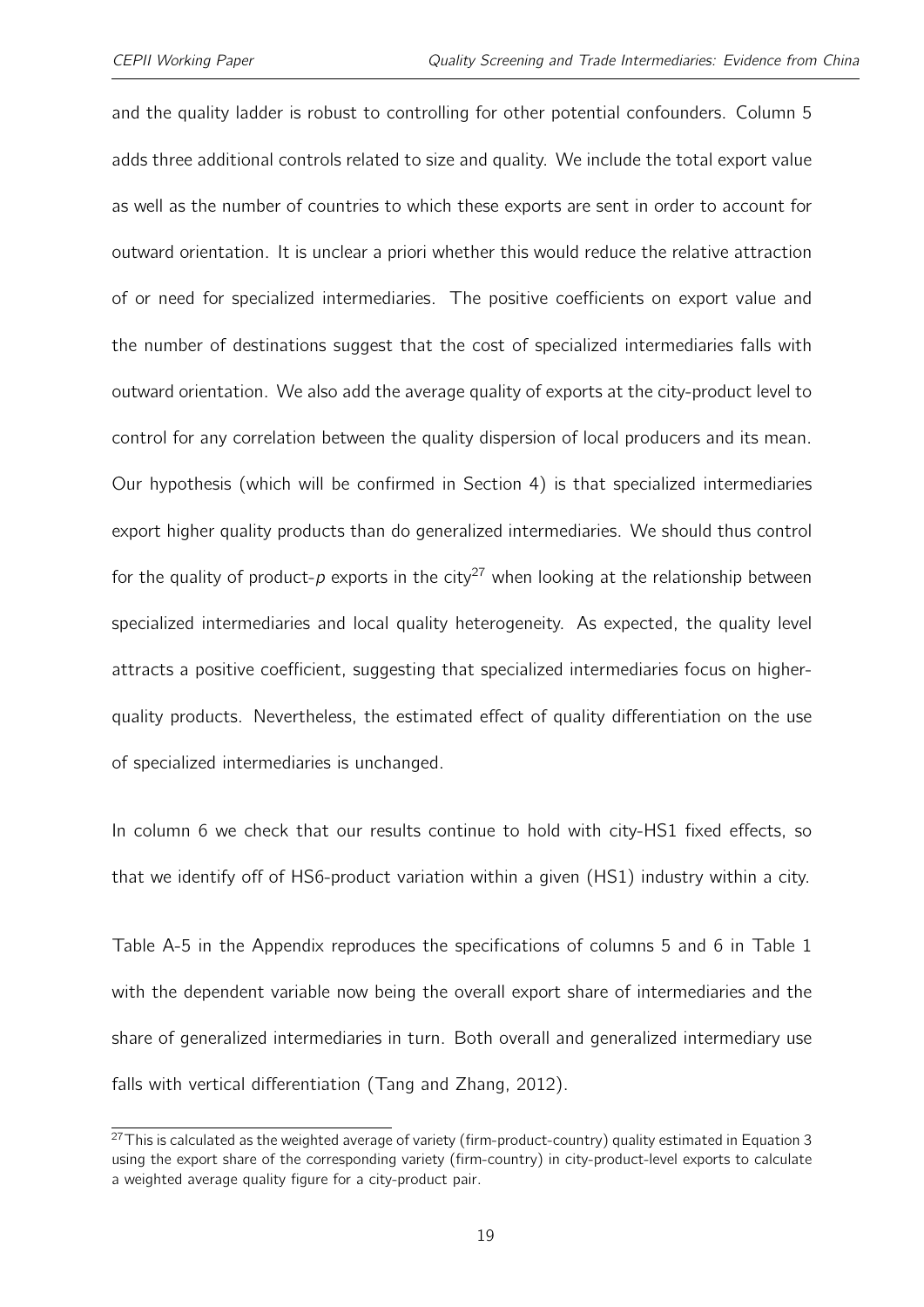and the quality ladder is robust to controlling for other potential confounders. Column 5 adds three additional controls related to size and quality. We include the total export value as well as the number of countries to which these exports are sent in order to account for outward orientation. It is unclear a priori whether this would reduce the relative attraction of or need for specialized intermediaries. The positive coefficients on export value and the number of destinations suggest that the cost of specialized intermediaries falls with outward orientation. We also add the average quality of exports at the city-product level to control for any correlation between the quality dispersion of local producers and its mean. Our hypothesis (which will be confirmed in Section 4) is that specialized intermediaries export higher quality products than do generalized intermediaries. We should thus control for the quality of product-$p$ exports in the city[27] when looking at the relationship between specialized intermediaries and local quality heterogeneity. As expected, the quality level attracts a positive coefficient, suggesting that specialized intermediaries focus on higher-quality products. Nevertheless, the estimated effect of quality differentiation on the use of specialized intermediaries is unchanged.

In column 6 we check that our results continue to hold with city-HS1 fixed effects, so that we identify off of HS6-product variation within a given (HS1) industry within a city.

Table A-5 in the Appendix reproduces the specifications of columns 5 and 6 in Table 1 with the dependent variable now being the overall export share of intermediaries and the share of generalized intermediaries in turn. Both overall and generalized intermediary use falls with vertical differentiation (Tang and Zhang, 2012).

[27] This is calculated as the weighted average of variety (firm-product-country) quality estimated in Equation 3 using the export share of the corresponding variety (firm-country) in city-product-level exports to calculate a weighted average quality figure for a city-product pair.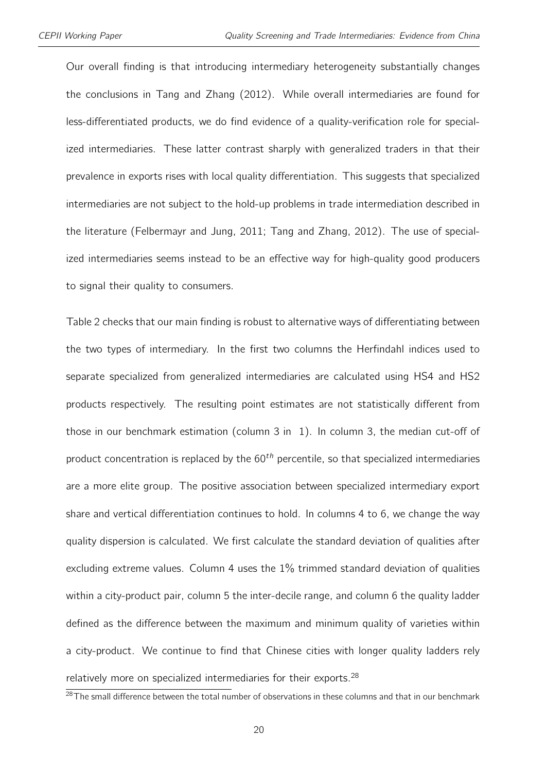Our overall finding is that introducing intermediary heterogeneity substantially changes the conclusions in Tang and Zhang (2012). While overall intermediaries are found for less-differentiated products, we do find evidence of a quality-verification role for specialized intermediaries. These latter contrast sharply with generalized traders in that their prevalence in exports rises with local quality differentiation. This suggests that specialized intermediaries are not subject to the hold-up problems in trade intermediation described in the literature (Felbermayr and Jung, 2011; Tang and Zhang, 2012). The use of specialized intermediaries seems instead to be an effective way for high-quality good producers to signal their quality to consumers.

Table 2 checks that our main finding is robust to alternative ways of differentiating between the two types of intermediary. In the first two columns the Herfindahl indices used to separate specialized from generalized intermediaries are calculated using HS4 and HS2 products respectively. The resulting point estimates are not statistically different from those in our benchmark estimation (column 3 in 1). In column 3, the median cut-off of product concentration is replaced by the $60^{th}$ percentile, so that specialized intermediaries are a more elite group. The positive association between specialized intermediary export share and vertical differentiation continues to hold. In columns 4 to 6, we change the way quality dispersion is calculated. We first calculate the standard deviation of qualities after excluding extreme values. Column 4 uses the 1% trimmed standard deviation of qualities within a city-product pair, column 5 the inter-decile range, and column 6 the quality ladder defined as the difference between the maximum and minimum quality of varieties within a city-product. We continue to find that Chinese cities with longer quality ladders rely relatively more on specialized intermediaries for their exports.[28]

[28] The small difference between the total number of observations in these columns and that in our benchmark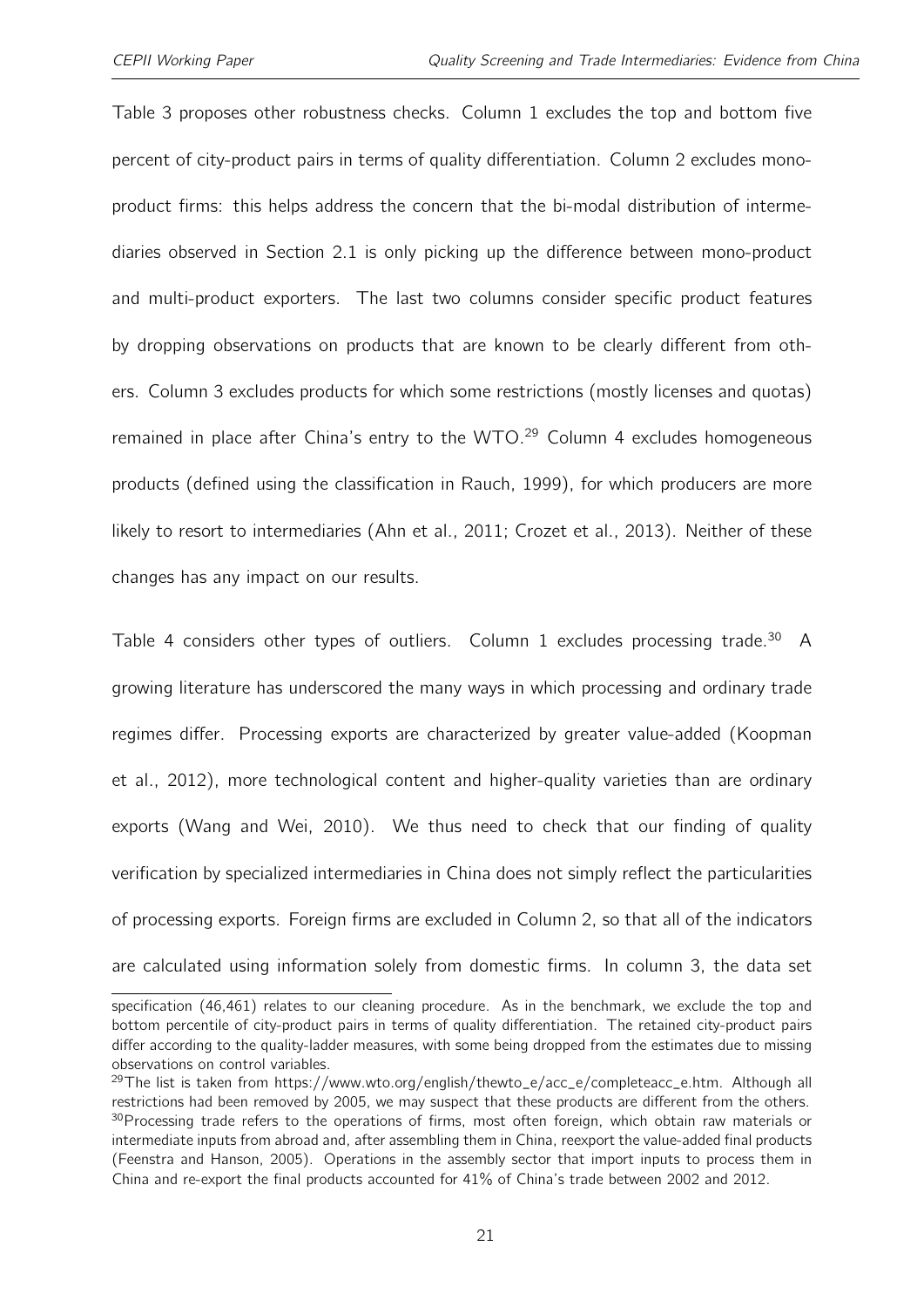Table 3 proposes other robustness checks. Column 1 excludes the top and bottom five percent of city-product pairs in terms of quality differentiation. Column 2 excludes mono-product firms: this helps address the concern that the bi-modal distribution of intermediaries observed in Section 2.1 is only picking up the difference between mono-product and multi-product exporters. The last two columns consider specific product features by dropping observations on products that are known to be clearly different from others. Column 3 excludes products for which some restrictions (mostly licenses and quotas) remained in place after China's entry to the WTO.[29] Column 4 excludes homogeneous products (defined using the classification in Rauch, 1999), for which producers are more likely to resort to intermediaries (Ahn et al., 2011; Crozet et al., 2013). Neither of these changes has any impact on our results.

Table 4 considers other types of outliers. Column 1 excludes processing trade.[30] A growing literature has underscored the many ways in which processing and ordinary trade regimes differ. Processing exports are characterized by greater value-added (Koopman et al., 2012), more technological content and higher-quality varieties than are ordinary exports (Wang and Wei, 2010). We thus need to check that our finding of quality verification by specialized intermediaries in China does not simply reflect the particularities of processing exports. Foreign firms are excluded in Column 2, so that all of the indicators are calculated using information solely from domestic firms. In column 3, the data set

---

specification (46,461) relates to our cleaning procedure. As in the benchmark, we exclude the top and bottom percentile of city-product pairs in terms of quality differentiation. The retained city-product pairs differ according to the quality-ladder measures, with some being dropped from the estimates due to missing observations on control variables.

[29] The list is taken from https://www.wto.org/english/thewto_e/acc_e/completeacc_e.htm. Although all restrictions had been removed by 2005, we may suspect that these products are different from the others.

[30] Processing trade refers to the operations of firms, most often foreign, which obtain raw materials or intermediate inputs from abroad and, after assembling them in China, reexport the value-added final products (Feenstra and Hanson, 2005). Operations in the assembly sector that import inputs to process them in China and re-export the final products accounted for 41% of China's trade between 2002 and 2012.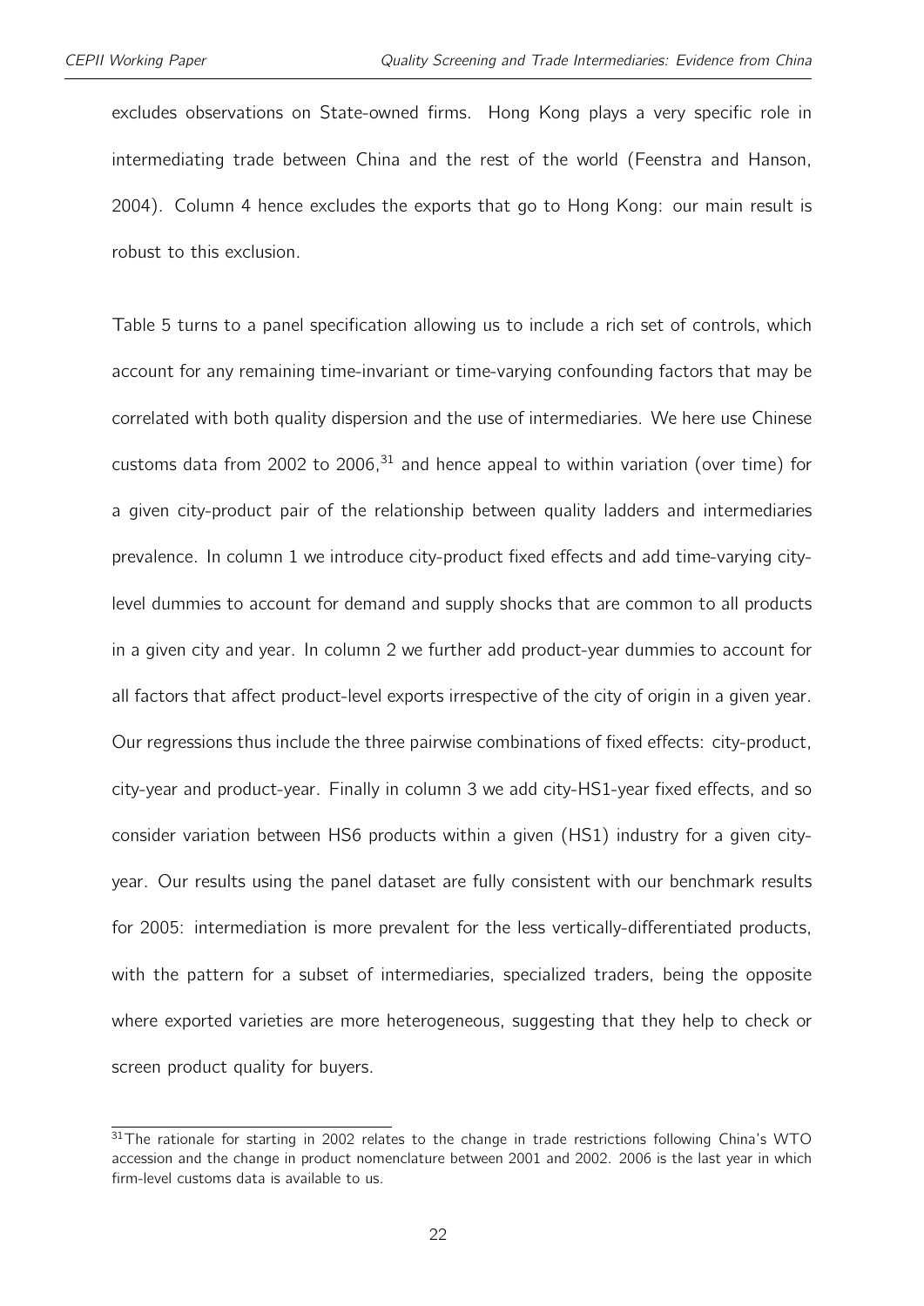excludes observations on State-owned firms. Hong Kong plays a very specific role in intermediating trade between China and the rest of the world (Feenstra and Hanson, 2004). Column 4 hence excludes the exports that go to Hong Kong: our main result is robust to this exclusion.

Table 5 turns to a panel specification allowing us to include a rich set of controls, which account for any remaining time-invariant or time-varying confounding factors that may be correlated with both quality dispersion and the use of intermediaries. We here use Chinese customs data from 2002 to 2006,[31] and hence appeal to within variation (over time) for a given city-product pair of the relationship between quality ladders and intermediaries prevalence. In column 1 we introduce city-product fixed effects and add time-varying city-level dummies to account for demand and supply shocks that are common to all products in a given city and year. In column 2 we further add product-year dummies to account for all factors that affect product-level exports irrespective of the city of origin in a given year. Our regressions thus include the three pairwise combinations of fixed effects: city-product, city-year and product-year. Finally in column 3 we add city-HS1-year fixed effects, and so consider variation between HS6 products within a given (HS1) industry for a given city-year. Our results using the panel dataset are fully consistent with our benchmark results for 2005: intermediation is more prevalent for the less vertically-differentiated products, with the pattern for a subset of intermediaries, specialized traders, being the opposite where exported varieties are more heterogeneous, suggesting that they help to check or screen product quality for buyers.

[31] The rationale for starting in 2002 relates to the change in trade restrictions following China's WTO accession and the change in product nomenclature between 2001 and 2002. 2006 is the last year in which firm-level customs data is available to us.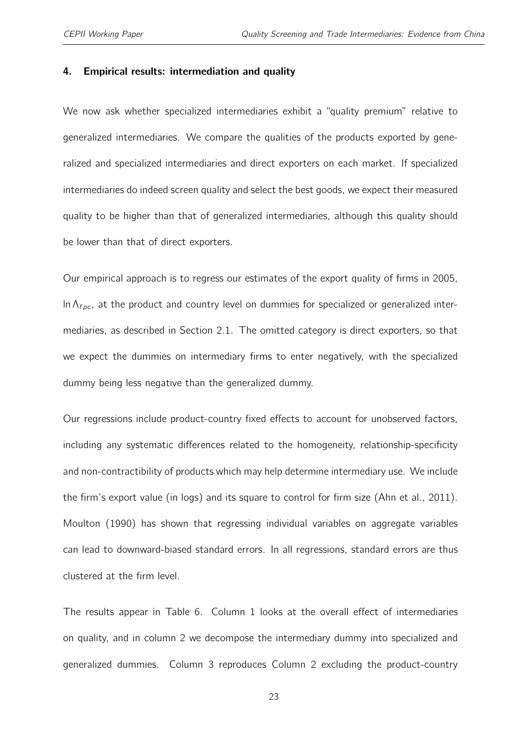## 4. Empirical results: intermediation and quality

We now ask whether specialized intermediaries exhibit a "quality premium" relative to generalized intermediaries. We compare the qualities of the products exported by generalized and specialized intermediaries and direct exporters on each market. If specialized intermediaries do indeed screen quality and select the best goods, we expect their measured quality to be higher than that of generalized intermediaries, although this quality should be lower than that of direct exporters.

Our empirical approach is to regress our estimates of the export quality of firms in 2005, $\ln \Lambda_{fpc}$, at the product and country level on dummies for specialized or generalized intermediaries, as described in Section 2.1. The omitted category is direct exporters, so that we expect the dummies on intermediary firms to enter negatively, with the specialized dummy being less negative than the generalized dummy.

Our regressions include product-country fixed effects to account for unobserved factors, including any systematic differences related to the homogeneity, relationship-specificity and non-contractibility of products which may help determine intermediary use. We include the firm's export value (in logs) and its square to control for firm size (Ahn et al., 2011). Moulton (1990) has shown that regressing individual variables on aggregate variables can lead to downward-biased standard errors. In all regressions, standard errors are thus clustered at the firm level.

The results appear in Table 6. Column 1 looks at the overall effect of intermediaries on quality, and in column 2 we decompose the intermediary dummy into specialized and generalized dummies. Column 3 reproduces Column 2 excluding the product-country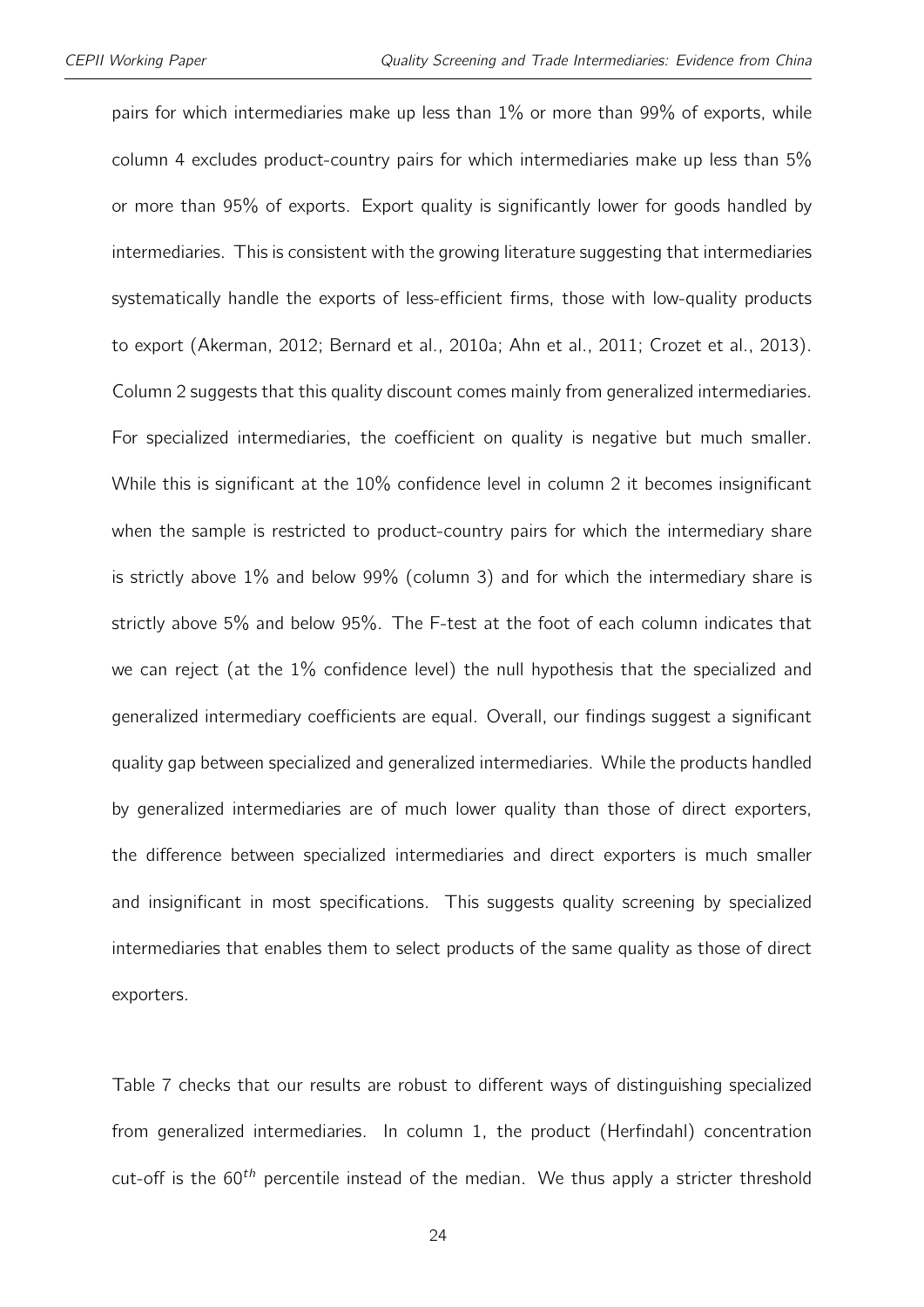pairs for which intermediaries make up less than 1% or more than 99% of exports, while column 4 excludes product-country pairs for which intermediaries make up less than 5% or more than 95% of exports. Export quality is significantly lower for goods handled by intermediaries. This is consistent with the growing literature suggesting that intermediaries systematically handle the exports of less-efficient firms, those with low-quality products to export (Akerman, 2012; Bernard et al., 2010a; Ahn et al., 2011; Crozet et al., 2013). Column 2 suggests that this quality discount comes mainly from generalized intermediaries. For specialized intermediaries, the coefficient on quality is negative but much smaller. While this is significant at the 10% confidence level in column 2 it becomes insignificant when the sample is restricted to product-country pairs for which the intermediary share is strictly above 1% and below 99% (column 3) and for which the intermediary share is strictly above 5% and below 95%. The F-test at the foot of each column indicates that we can reject (at the 1% confidence level) the null hypothesis that the specialized and generalized intermediary coefficients are equal. Overall, our findings suggest a significant quality gap between specialized and generalized intermediaries. While the products handled by generalized intermediaries are of much lower quality than those of direct exporters, the difference between specialized intermediaries and direct exporters is much smaller and insignificant in most specifications. This suggests quality screening by specialized intermediaries that enables them to select products of the same quality as those of direct exporters.

Table 7 checks that our results are robust to different ways of distinguishing specialized from generalized intermediaries. In column 1, the product (Herfindahl) concentration cut-off is the $60^{th}$ percentile instead of the median. We thus apply a stricter threshold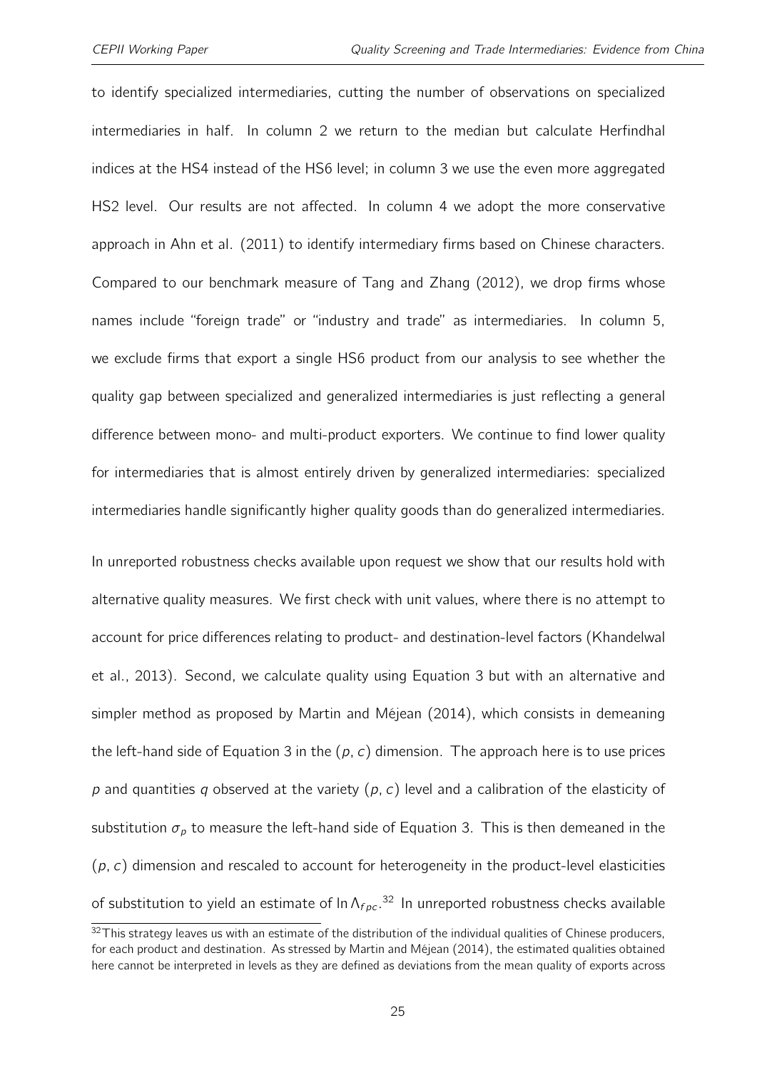to identify specialized intermediaries, cutting the number of observations on specialized intermediaries in half. In column 2 we return to the median but calculate Herfindhal indices at the HS4 instead of the HS6 level; in column 3 we use the even more aggregated HS2 level. Our results are not affected. In column 4 we adopt the more conservative approach in Ahn et al. (2011) to identify intermediary firms based on Chinese characters. Compared to our benchmark measure of Tang and Zhang (2012), we drop firms whose names include "foreign trade" or "industry and trade" as intermediaries. In column 5, we exclude firms that export a single HS6 product from our analysis to see whether the quality gap between specialized and generalized intermediaries is just reflecting a general difference between mono- and multi-product exporters. We continue to find lower quality for intermediaries that is almost entirely driven by generalized intermediaries: specialized intermediaries handle significantly higher quality goods than do generalized intermediaries.

In unreported robustness checks available upon request we show that our results hold with alternative quality measures. We first check with unit values, where there is no attempt to account for price differences relating to product- and destination-level factors (Khandelwal et al., 2013). Second, we calculate quality using Equation 3 but with an alternative and simpler method as proposed by Martin and Méjean (2014), which consists in demeaning the left-hand side of Equation 3 in the $(p, c)$ dimension. The approach here is to use prices $p$ and quantities $q$ observed at the variety $(p, c)$ level and a calibration of the elasticity of substitution $\sigma_p$ to measure the left-hand side of Equation 3. This is then demeaned in the $(p, c)$ dimension and rescaled to account for heterogeneity in the product-level elasticities of substitution to yield an estimate of $\ln \Lambda_{fpc}$.[32] In unreported robustness checks available

[32] This strategy leaves us with an estimate of the distribution of the individual qualities of Chinese producers, for each product and destination. As stressed by Martin and Méjean (2014), the estimated qualities obtained here cannot be interpreted in levels as they are defined as deviations from the mean quality of exports across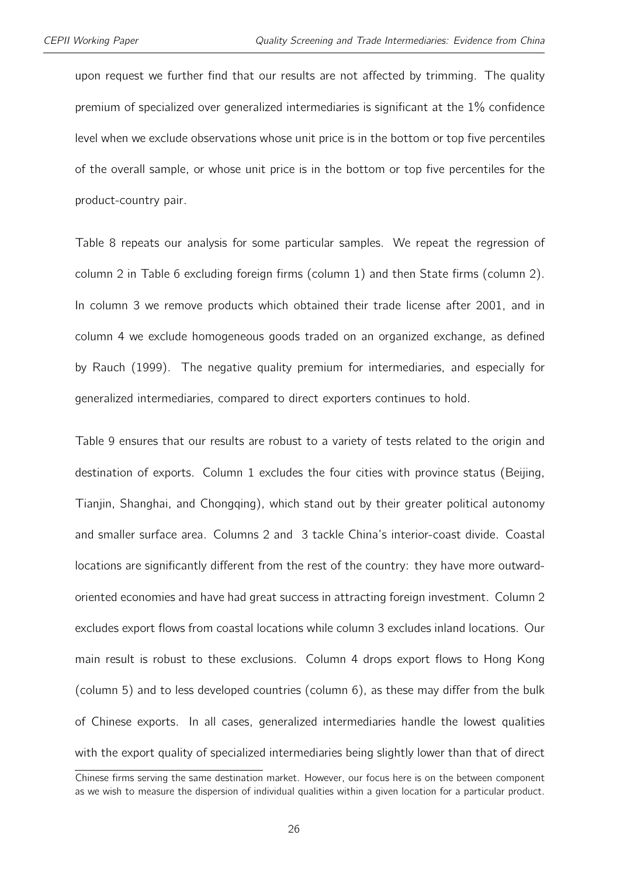upon request we further find that our results are not affected by trimming. The quality premium of specialized over generalized intermediaries is significant at the 1% confidence level when we exclude observations whose unit price is in the bottom or top five percentiles of the overall sample, or whose unit price is in the bottom or top five percentiles for the product-country pair.

Table 8 repeats our analysis for some particular samples. We repeat the regression of column 2 in Table 6 excluding foreign firms (column 1) and then State firms (column 2). In column 3 we remove products which obtained their trade license after 2001, and in column 4 we exclude homogeneous goods traded on an organized exchange, as defined by Rauch (1999). The negative quality premium for intermediaries, and especially for generalized intermediaries, compared to direct exporters continues to hold.

Table 9 ensures that our results are robust to a variety of tests related to the origin and destination of exports. Column 1 excludes the four cities with province status (Beijing, Tianjin, Shanghai, and Chongqing), which stand out by their greater political autonomy and smaller surface area. Columns 2 and 3 tackle China's interior-coast divide. Coastal locations are significantly different from the rest of the country: they have more outward-oriented economies and have had great success in attracting foreign investment. Column 2 excludes export flows from coastal locations while column 3 excludes inland locations. Our main result is robust to these exclusions. Column 4 drops export flows to Hong Kong (column 5) and to less developed countries (column 6), as these may differ from the bulk of Chinese exports. In all cases, generalized intermediaries handle the lowest qualities with the export quality of specialized intermediaries being slightly lower than that of direct

Chinese firms serving the same destination market. However, our focus here is on the between component as we wish to measure the dispersion of individual qualities within a given location for a particular product.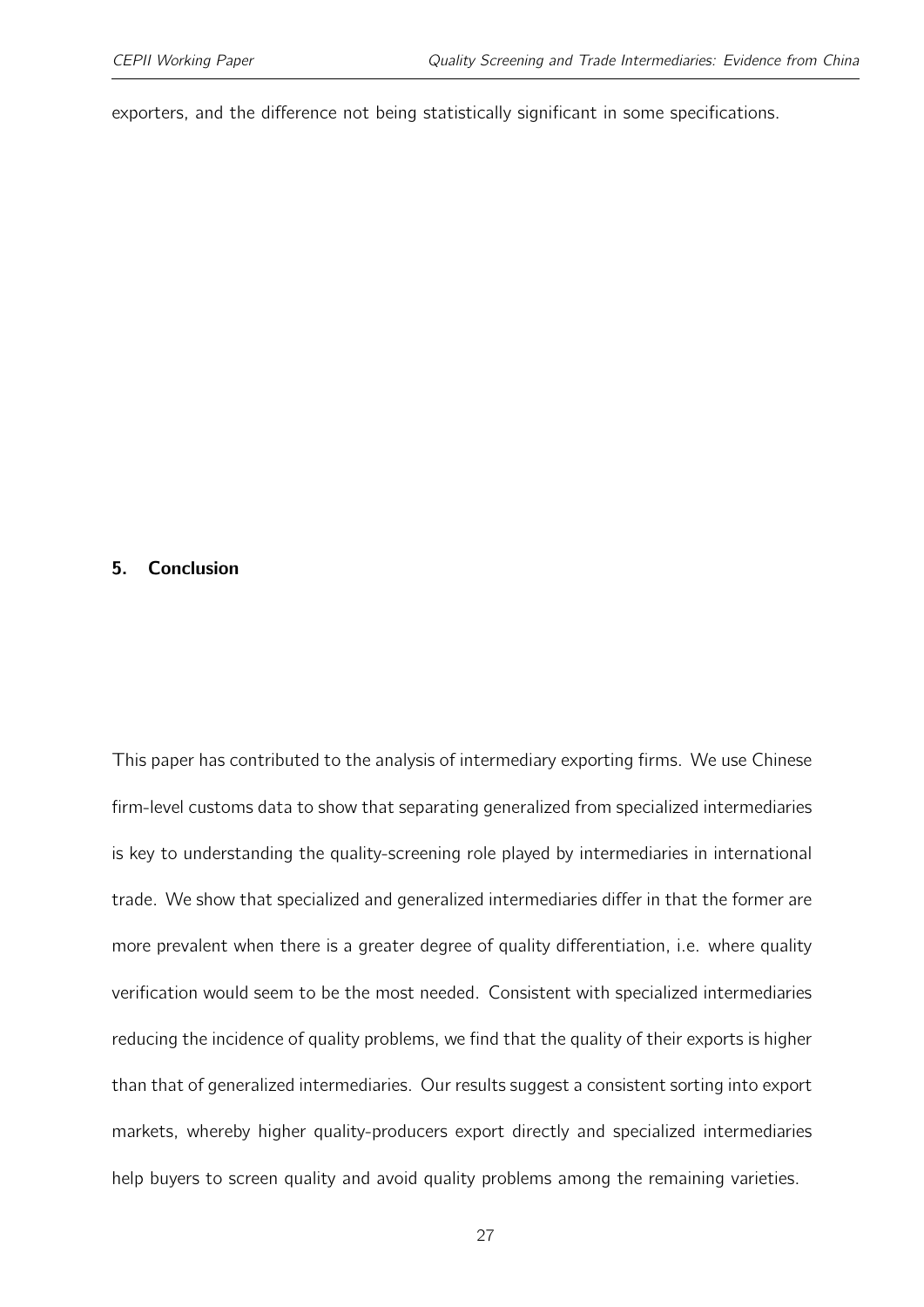exporters, and the difference not being statistically significant in some specifications.

## 5. Conclusion

This paper has contributed to the analysis of intermediary exporting firms. We use Chinese firm-level customs data to show that separating generalized from specialized intermediaries is key to understanding the quality-screening role played by intermediaries in international trade. We show that specialized and generalized intermediaries differ in that the former are more prevalent when there is a greater degree of quality differentiation, i.e. where quality verification would seem to be the most needed. Consistent with specialized intermediaries reducing the incidence of quality problems, we find that the quality of their exports is higher than that of generalized intermediaries. Our results suggest a consistent sorting into export markets, whereby higher quality-producers export directly and specialized intermediaries help buyers to screen quality and avoid quality problems among the remaining varieties.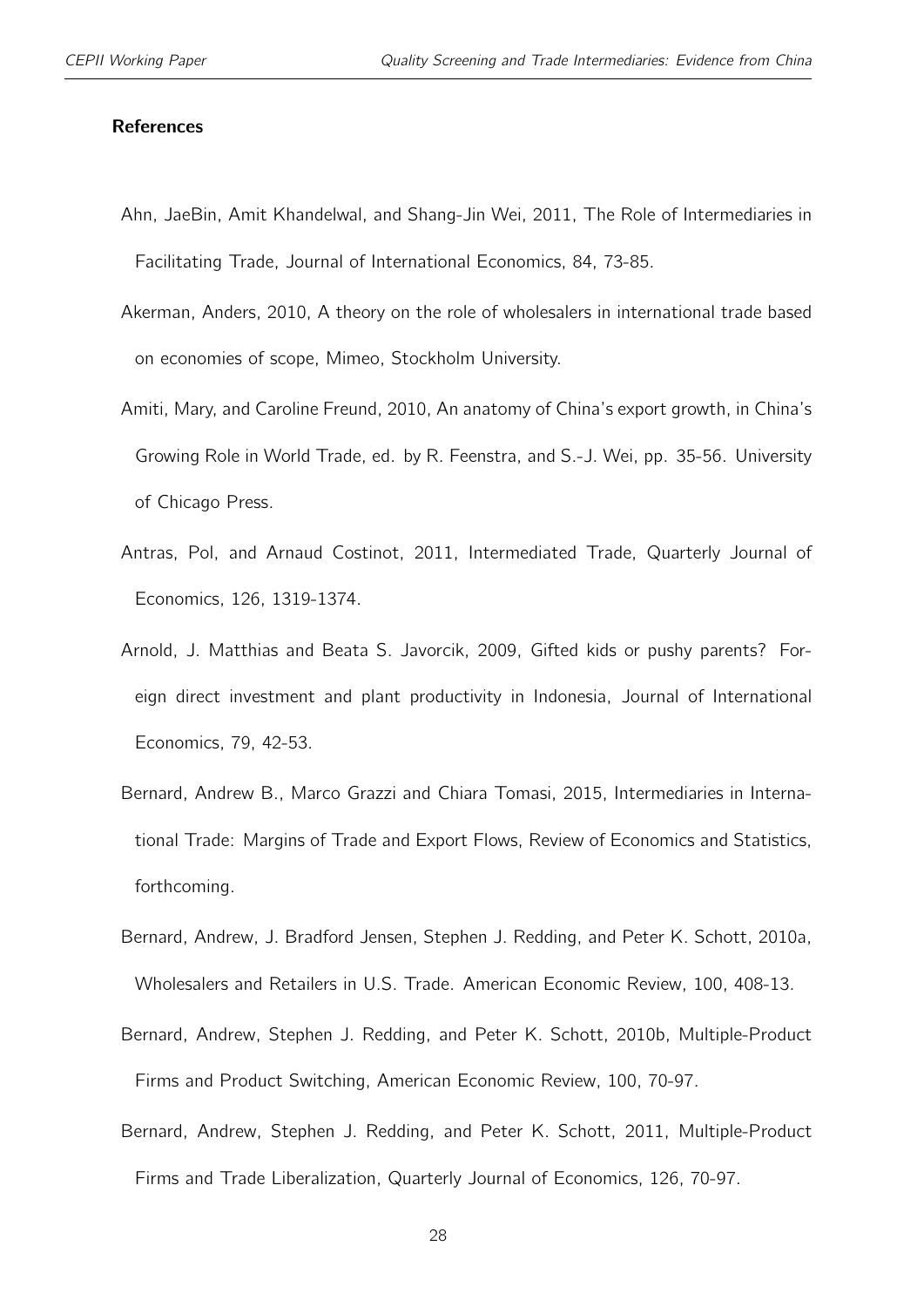## References

Ahn, JaeBin, Amit Khandelwal, and Shang-Jin Wei, 2011, The Role of Intermediaries in Facilitating Trade, Journal of International Economics, 84, 73-85.

Akerman, Anders, 2010, A theory on the role of wholesalers in international trade based on economies of scope, Mimeo, Stockholm University.

Amiti, Mary, and Caroline Freund, 2010, An anatomy of China's export growth, in China's Growing Role in World Trade, ed. by R. Feenstra, and S.-J. Wei, pp. 35-56. University of Chicago Press.

Antras, Pol, and Arnaud Costinot, 2011, Intermediated Trade, Quarterly Journal of Economics, 126, 1319-1374.

Arnold, J. Matthias and Beata S. Javorcik, 2009, Gifted kids or pushy parents? Foreign direct investment and plant productivity in Indonesia, Journal of International Economics, 79, 42-53.

Bernard, Andrew B., Marco Grazzi and Chiara Tomasi, 2015, Intermediaries in International Trade: Margins of Trade and Export Flows, Review of Economics and Statistics, forthcoming.

Bernard, Andrew, J. Bradford Jensen, Stephen J. Redding, and Peter K. Schott, 2010a, Wholesalers and Retailers in U.S. Trade. American Economic Review, 100, 408-13.

Bernard, Andrew, Stephen J. Redding, and Peter K. Schott, 2010b, Multiple-Product Firms and Product Switching, American Economic Review, 100, 70-97.

Bernard, Andrew, Stephen J. Redding, and Peter K. Schott, 2011, Multiple-Product Firms and Trade Liberalization, Quarterly Journal of Economics, 126, 70-97.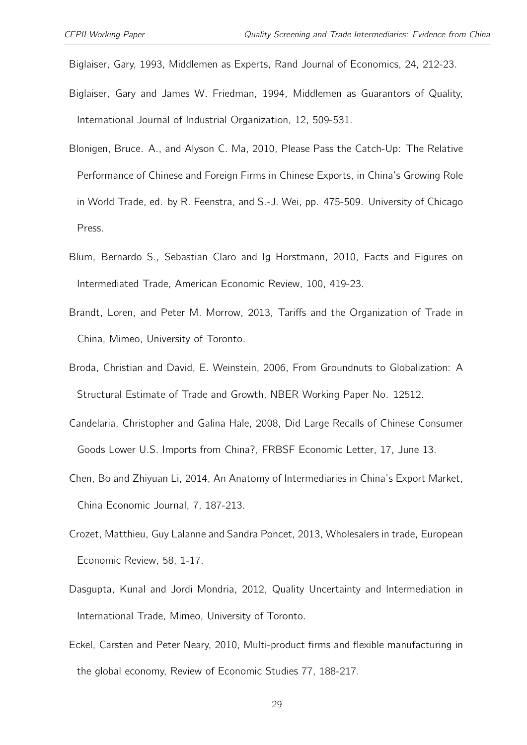Biglaiser, Gary, 1993, Middlemen as Experts, Rand Journal of Economics, 24, 212-23.

Biglaiser, Gary and James W. Friedman, 1994, Middlemen as Guarantors of Quality, International Journal of Industrial Organization, 12, 509-531.

Blonigen, Bruce. A., and Alyson C. Ma, 2010, Please Pass the Catch-Up: The Relative Performance of Chinese and Foreign Firms in Chinese Exports, in China's Growing Role in World Trade, ed. by R. Feenstra, and S.-J. Wei, pp. 475-509. University of Chicago Press.

Blum, Bernardo S., Sebastian Claro and Ig Horstmann, 2010, Facts and Figures on Intermediated Trade, American Economic Review, 100, 419-23.

Brandt, Loren, and Peter M. Morrow, 2013, Tariffs and the Organization of Trade in China, Mimeo, University of Toronto.

Broda, Christian and David, E. Weinstein, 2006, From Groundnuts to Globalization: A Structural Estimate of Trade and Growth, NBER Working Paper No. 12512.

Candelaria, Christopher and Galina Hale, 2008, Did Large Recalls of Chinese Consumer Goods Lower U.S. Imports from China?, FRBSF Economic Letter, 17, June 13.

Chen, Bo and Zhiyuan Li, 2014, An Anatomy of Intermediaries in China's Export Market, China Economic Journal, 7, 187-213.

Crozet, Matthieu, Guy Lalanne and Sandra Poncet, 2013, Wholesalers in trade, European Economic Review, 58, 1-17.

Dasgupta, Kunal and Jordi Mondria, 2012, Quality Uncertainty and Intermediation in International Trade, Mimeo, University of Toronto.

Eckel, Carsten and Peter Neary, 2010, Multi-product firms and flexible manufacturing in the global economy, Review of Economic Studies 77, 188-217.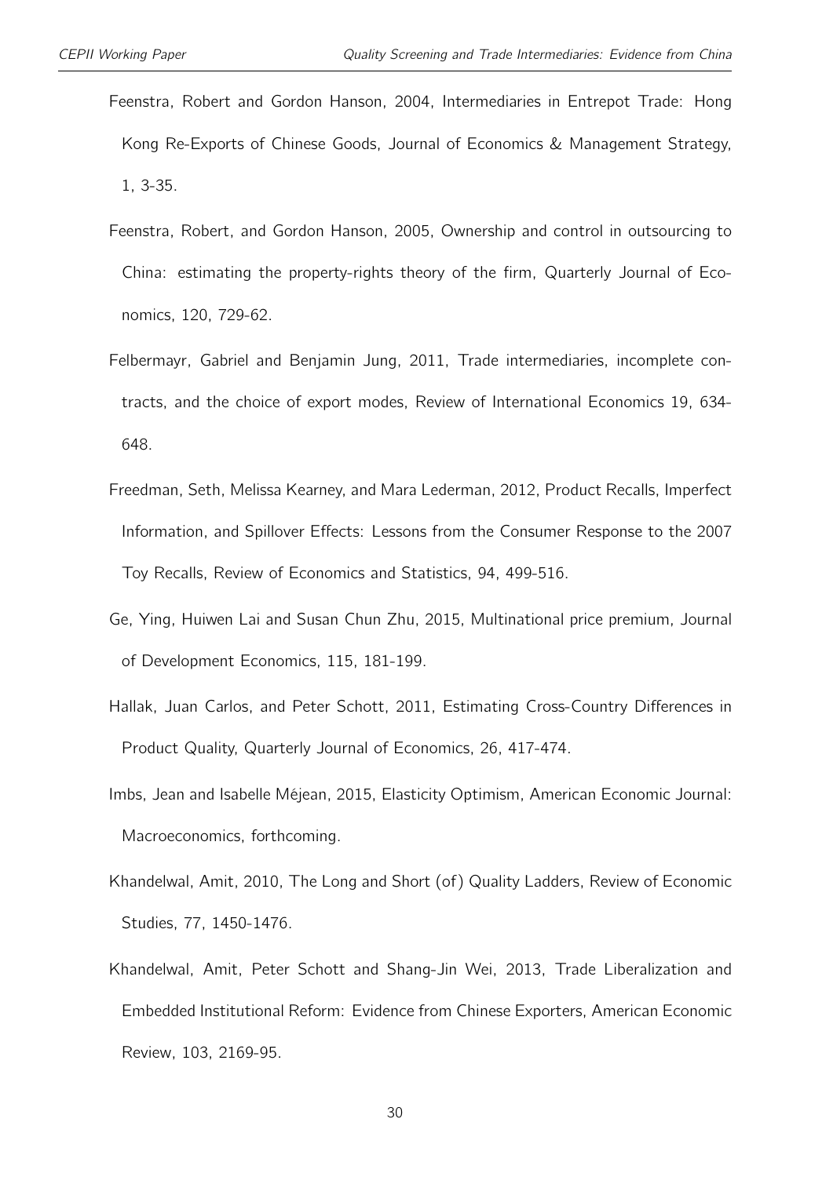Feenstra, Robert and Gordon Hanson, 2004, Intermediaries in Entrepot Trade: Hong Kong Re-Exports of Chinese Goods, Journal of Economics & Management Strategy, 1, 3-35.

Feenstra, Robert, and Gordon Hanson, 2005, Ownership and control in outsourcing to China: estimating the property-rights theory of the firm, Quarterly Journal of Economics, 120, 729-62.

Felbermayr, Gabriel and Benjamin Jung, 2011, Trade intermediaries, incomplete contracts, and the choice of export modes, Review of International Economics 19, 634-648.

Freedman, Seth, Melissa Kearney, and Mara Lederman, 2012, Product Recalls, Imperfect Information, and Spillover Effects: Lessons from the Consumer Response to the 2007 Toy Recalls, Review of Economics and Statistics, 94, 499-516.

Ge, Ying, Huiwen Lai and Susan Chun Zhu, 2015, Multinational price premium, Journal of Development Economics, 115, 181-199.

Hallak, Juan Carlos, and Peter Schott, 2011, Estimating Cross-Country Differences in Product Quality, Quarterly Journal of Economics, 26, 417-474.

Imbs, Jean and Isabelle Méjean, 2015, Elasticity Optimism, American Economic Journal: Macroeconomics, forthcoming.

Khandelwal, Amit, 2010, The Long and Short (of) Quality Ladders, Review of Economic Studies, 77, 1450-1476.

Khandelwal, Amit, Peter Schott and Shang-Jin Wei, 2013, Trade Liberalization and Embedded Institutional Reform: Evidence from Chinese Exporters, American Economic Review, 103, 2169-95.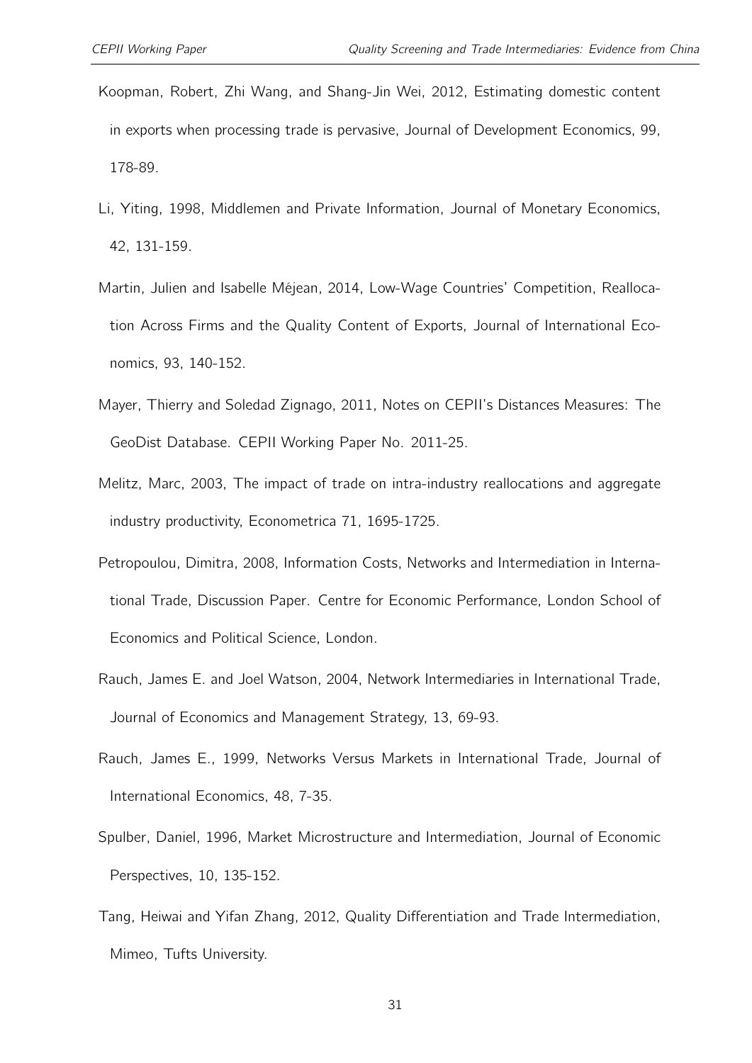Koopman, Robert, Zhi Wang, and Shang-Jin Wei, 2012, Estimating domestic content in exports when processing trade is pervasive, Journal of Development Economics, 99, 178-89.

Li, Yiting, 1998, Middlemen and Private Information, Journal of Monetary Economics, 42, 131-159.

Martin, Julien and Isabelle Méjean, 2014, Low-Wage Countries' Competition, Reallocation Across Firms and the Quality Content of Exports, Journal of International Economics, 93, 140-152.

Mayer, Thierry and Soledad Zignago, 2011, Notes on CEPII's Distances Measures: The GeoDist Database. CEPII Working Paper No. 2011-25.

Melitz, Marc, 2003, The impact of trade on intra-industry reallocations and aggregate industry productivity, Econometrica 71, 1695-1725.

Petropoulou, Dimitra, 2008, Information Costs, Networks and Intermediation in International Trade, Discussion Paper. Centre for Economic Performance, London School of Economics and Political Science, London.

Rauch, James E. and Joel Watson, 2004, Network Intermediaries in International Trade, Journal of Economics and Management Strategy, 13, 69-93.

Rauch, James E., 1999, Networks Versus Markets in International Trade, Journal of International Economics, 48, 7-35.

Spulber, Daniel, 1996, Market Microstructure and Intermediation, Journal of Economic Perspectives, 10, 135-152.

Tang, Heiwai and Yifan Zhang, 2012, Quality Differentiation and Trade Intermediation, Mimeo, Tufts University.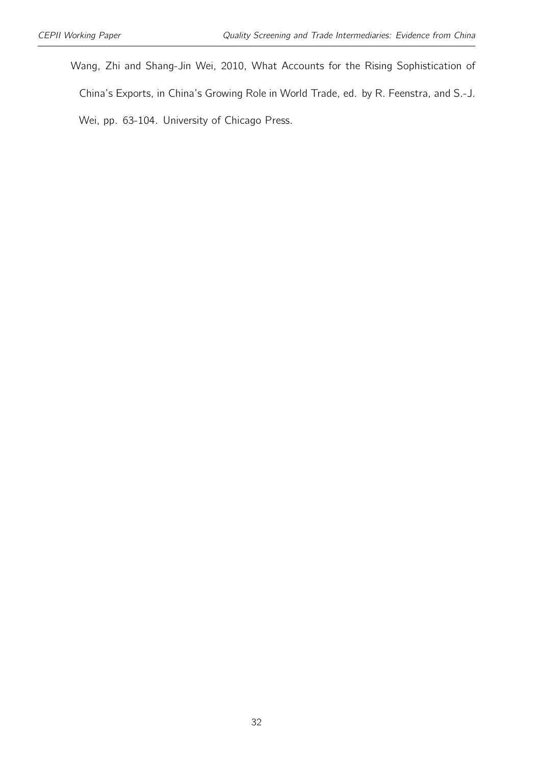Wang, Zhi and Shang-Jin Wei, 2010, What Accounts for the Rising Sophistication of China's Exports, in China's Growing Role in World Trade, ed. by R. Feenstra, and S.-J. Wei, pp. 63-104. University of Chicago Press.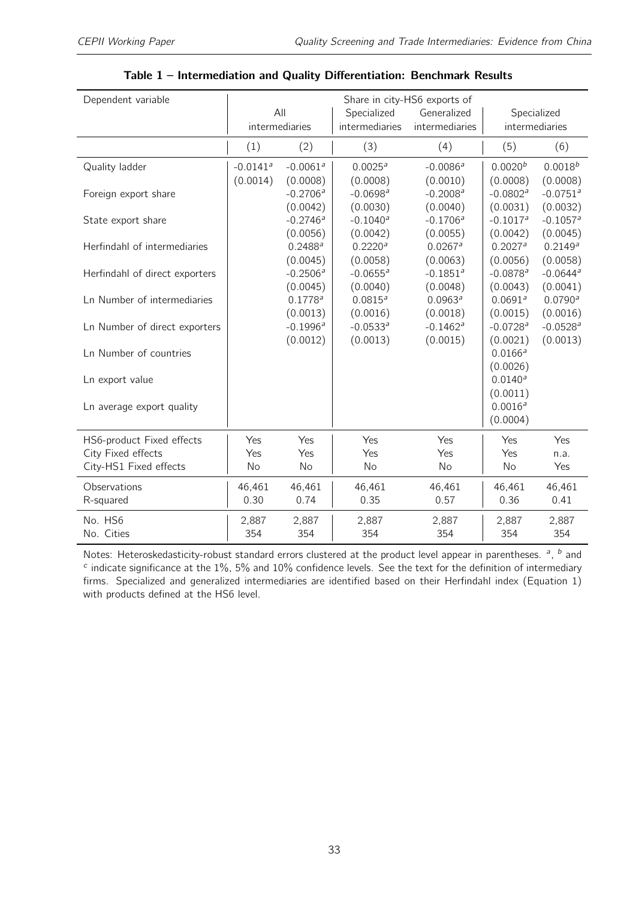**Table 1 – Intermediation and Quality Differentiation: Benchmark Results**

| Dependent variable | Share in city-HS6 exports of | | | | | |
|---|---|---|---|---|---|---|
| | All intermediaries | | Specialized intermediaries | Generalized intermediaries | Specialized intermediaries | |
| | (1) | (2) | (3) | (4) | (5) | (6) |
| Quality ladder | -0.0141[a] | -0.0061[a] | 0.0025[a] | -0.0086[a] | 0.0020[b] | 0.0018[b] |
| | (0.0014) | (0.0008) | (0.0008) | (0.0010) | (0.0008) | (0.0008) |
| Foreign export share | | -0.2706[a] | -0.0698[a] | -0.2008[a] | -0.0802[a] | -0.0751[a] |
| | | (0.0042) | (0.0030) | (0.0040) | (0.0031) | (0.0032) |
| State export share | | -0.2746[a] | -0.1040[a] | -0.1706[a] | -0.1017[a] | -0.1057[a] |
| | | (0.0056) | (0.0042) | (0.0055) | (0.0042) | (0.0045) |
| Herfindahl of intermediaries | | 0.2488[a] | 0.2220[a] | 0.0267[a] | 0.2027[a] | 0.2149[a] |
| | | (0.0045) | (0.0058) | (0.0063) | (0.0056) | (0.0058) |
| Herfindahl of direct exporters | | -0.2506[a] | -0.0655[a] | -0.1851[a] | -0.0878[a] | -0.0644[a] |
| | | (0.0045) | (0.0040) | (0.0048) | (0.0043) | (0.0041) |
| Ln Number of intermediaries | | 0.1778[a] | 0.0815[a] | 0.0963[a] | 0.0691[a] | 0.0790[a] |
| | | (0.0013) | (0.0016) | (0.0018) | (0.0015) | (0.0016) |
| Ln Number of direct exporters | | -0.1996[a] | -0.0533[a] | -0.1462[a] | -0.0728[a] | -0.0528[a] |
| | | (0.0012) | (0.0013) | (0.0015) | (0.0021) | (0.0013) |
| Ln Number of countries | | | | | 0.0166[a] | |
| | | | | | (0.0026) | |
| Ln export value | | | | | 0.0140[a] | |
| | | | | | (0.0011) | |
| Ln average export quality | | | | | 0.0016[a] | |
| | | | | | (0.0004) | |
| HS6-product Fixed effects | Yes | Yes | Yes | Yes | Yes | Yes |
| City Fixed effects | Yes | Yes | Yes | Yes | Yes | n.a. |
| City-HS1 Fixed effects | No | No | No | No | No | Yes |
| Observations | 46,461 | 46,461 | 46,461 | 46,461 | 46,461 | 46,461 |
| R-squared | 0.30 | 0.74 | 0.35 | 0.57 | 0.36 | 0.41 |
| No. HS6 | 2,887 | 2,887 | 2,887 | 2,887 | 2,887 | 2,887 |
| No. Cities | 354 | 354 | 354 | 354 | 354 | 354 |

Notes: Heteroskedasticity-robust standard errors clustered at the product level appear in parentheses. [a], [b] and [c] indicate significance at the 1%, 5% and 10% confidence levels. See the text for the definition of intermediary firms. Specialized and generalized intermediaries are identified based on their Herfindahl index (Equation 1) with products defined at the HS6 level.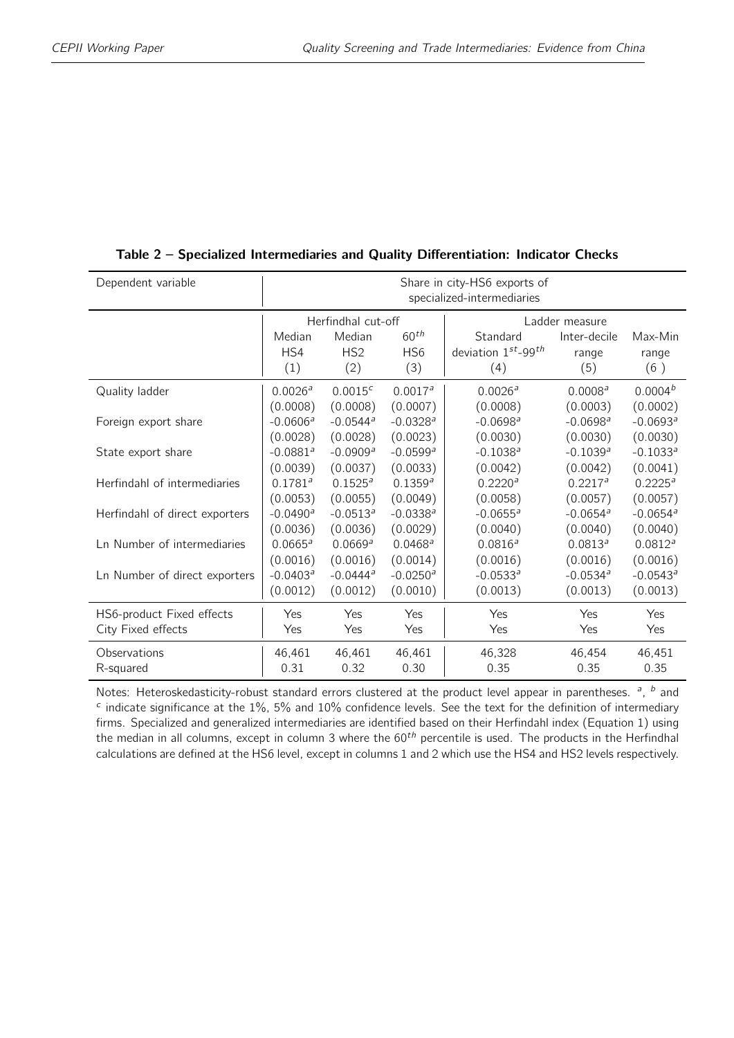**Table 2 – Specialized Intermediaries and Quality Differentiation: Indicator Checks**

| Dependent variable | Share in city-HS6 exports of specialized-intermediaries | | | | | |
|---|---|---|---|---|---|---|
| | Herfindhal cut-off | | | Ladder measure | | |
| | Median HS4 | Median HS2 | $60^{th}$ HS6 | Standard deviation $1^{st}$-$99^{th}$ | Inter-decile range | Max-Min range |
| | (1) | (2) | (3) | (4) | (5) | (6 ) |
| Quality ladder | $0.0026^a$ | $0.0015^c$ | $0.0017^a$ | $0.0026^a$ | $0.0008^a$ | $0.0004^b$ |
| | (0.0008) | (0.0008) | (0.0007) | (0.0008) | (0.0003) | (0.0002) |
| Foreign export share | $-0.0606^a$ | $-0.0544^a$ | $-0.0328^a$ | $-0.0698^a$ | $-0.0698^a$ | $-0.0693^a$ |
| | (0.0028) | (0.0028) | (0.0023) | (0.0030) | (0.0030) | (0.0030) |
| State export share | $-0.0881^a$ | $-0.0909^a$ | $-0.0599^a$ | $-0.1038^a$ | $-0.1039^a$ | $-0.1033^a$ |
| | (0.0039) | (0.0037) | (0.0033) | (0.0042) | (0.0042) | (0.0041) |
| Herfindahl of intermediaries | $0.1781^a$ | $0.1525^a$ | $0.1359^a$ | $0.2220^a$ | $0.2217^a$ | $0.2225^a$ |
| | (0.0053) | (0.0055) | (0.0049) | (0.0058) | (0.0057) | (0.0057) |
| Herfindahl of direct exporters | $-0.0490^a$ | $-0.0513^a$ | $-0.0338^a$ | $-0.0655^a$ | $-0.0654^a$ | $-0.0654^a$ |
| | (0.0036) | (0.0036) | (0.0029) | (0.0040) | (0.0040) | (0.0040) |
| Ln Number of intermediaries | $0.0665^a$ | $0.0669^a$ | $0.0468^a$ | $0.0816^a$ | $0.0813^a$ | $0.0812^a$ |
| | (0.0016) | (0.0016) | (0.0014) | (0.0016) | (0.0016) | (0.0016) |
| Ln Number of direct exporters | $-0.0403^a$ | $-0.0444^a$ | $-0.0250^a$ | $-0.0533^a$ | $-0.0534^a$ | $-0.0543^a$ |
| | (0.0012) | (0.0012) | (0.0010) | (0.0013) | (0.0013) | (0.0013) |
| HS6-product Fixed effects | Yes | Yes | Yes | Yes | Yes | Yes |
| City Fixed effects | Yes | Yes | Yes | Yes | Yes | Yes |
| Observations | 46,461 | 46,461 | 46,461 | 46,328 | 46,454 | 46,451 |
| R-squared | 0.31 | 0.32 | 0.30 | 0.35 | 0.35 | 0.35 |

Notes: Heteroskedasticity-robust standard errors clustered at the product level appear in parentheses. [a], [b] and [c] indicate significance at the 1%, 5% and 10% confidence levels. See the text for the definition of intermediary firms. Specialized and generalized intermediaries are identified based on their Herfindahl index (Equation 1) using the median in all columns, except in column 3 where the $60^{th}$ percentile is used. The products in the Herfindhal calculations are defined at the HS6 level, except in columns 1 and 2 which use the HS4 and HS2 levels respectively.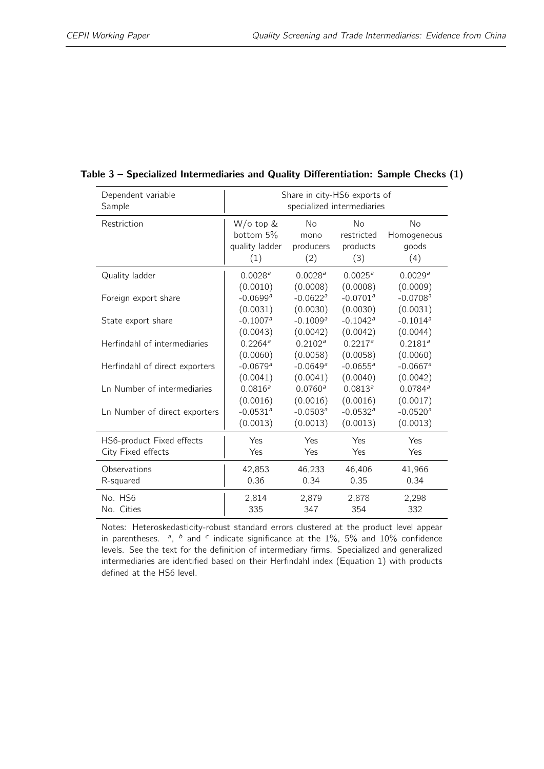**Table 3 – Specialized Intermediaries and Quality Differentiation: Sample Checks (1)**

| Dependent variable<br>Sample | Share in city-HS6 exports of specialized intermediaries | | | |
|---|---|---|---|---|
| Restriction | W/o top & bottom 5% quality ladder<br>(1) | No mono producers<br>(2) | No restricted products<br>(3) | No Homogeneous goods<br>(4) |
| Quality ladder | 0.0028[a] | 0.0028[a] | 0.0025[a] | 0.0029[a] |
| | (0.0010) | (0.0008) | (0.0008) | (0.0009) |
| Foreign export share | -0.0699[a] | -0.0622[a] | -0.0701[a] | -0.0708[a] |
| | (0.0031) | (0.0030) | (0.0030) | (0.0031) |
| State export share | -0.1007[a] | -0.1009[a] | -0.1042[a] | -0.1014[a] |
| | (0.0043) | (0.0042) | (0.0042) | (0.0044) |
| Herfindahl of intermediaries | 0.2264[a] | 0.2102[a] | 0.2217[a] | 0.2181[a] |
| | (0.0060) | (0.0058) | (0.0058) | (0.0060) |
| Herfindahl of direct exporters | -0.0679[a] | -0.0649[a] | -0.0655[a] | -0.0667[a] |
| | (0.0041) | (0.0041) | (0.0040) | (0.0042) |
| Ln Number of intermediaries | 0.0816[a] | 0.0760[a] | 0.0813[a] | 0.0784[a] |
| | (0.0016) | (0.0016) | (0.0016) | (0.0017) |
| Ln Number of direct exporters | -0.0531[a] | -0.0503[a] | -0.0532[a] | -0.0520[a] |
| | (0.0013) | (0.0013) | (0.0013) | (0.0013) |
| HS6-product Fixed effects | Yes | Yes | Yes | Yes |
| City Fixed effects | Yes | Yes | Yes | Yes |
| Observations | 42,853 | 46,233 | 46,406 | 41,966 |
| R-squared | 0.36 | 0.34 | 0.35 | 0.34 |
| No. HS6 | 2,814 | 2,879 | 2,878 | 2,298 |
| No. Cities | 335 | 347 | 354 | 332 |

Notes: Heteroskedasticity-robust standard errors clustered at the product level appear in parentheses. [a], [b] and [c] indicate significance at the 1%, 5% and 10% confidence levels. See the text for the definition of intermediary firms. Specialized and generalized intermediaries are identified based on their Herfindahl index (Equation 1) with products defined at the HS6 level.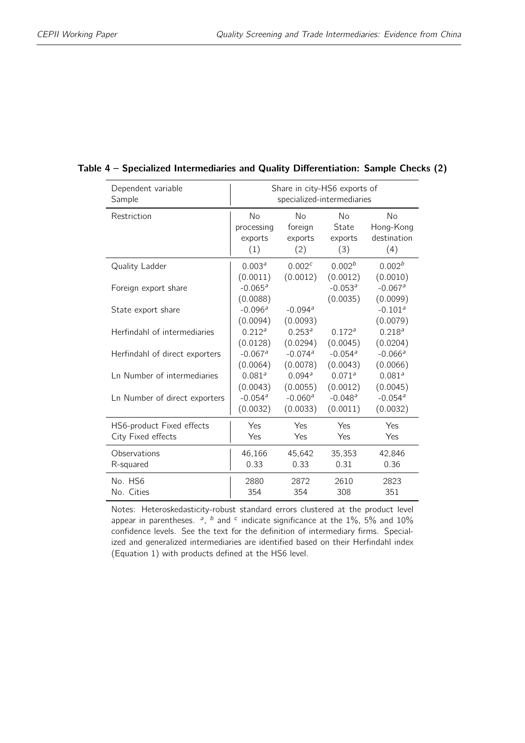**Table 4 – Specialized Intermediaries and Quality Differentiation: Sample Checks (2)**

| Dependent variable / Sample | Share in city-HS6 exports of specialized-intermediaries | | | |
|---|---|---|---|---|
| Restriction | No processing exports (1) | No foreign exports (2) | No State exports (3) | No Hong-Kong destination (4) |
| Quality Ladder | 0.003[a] | 0.002[c] | 0.002[b] | 0.002[b] |
| | (0.0011) | (0.0012) | (0.0012) | (0.0010) |
| Foreign export share | -0.065[a] | | -0.053[a] | -0.067[a] |
| | (0.0088) | | (0.0035) | (0.0099) |
| State export share | -0.096[a] | -0.094[a] | | -0.101[a] |
| | (0.0094) | (0.0093) | | (0.0079) |
| Herfindahl of intermediaries | 0.212[a] | 0.253[a] | 0.172[a] | 0.218[a] |
| | (0.0128) | (0.0294) | (0.0045) | (0.0204) |
| Herfindahl of direct exporters | -0.067[a] | -0.074[a] | -0.054[a] | -0.066[a] |
| | (0.0064) | (0.0078) | (0.0043) | (0.0066) |
| Ln Number of intermediaries | 0.081[a] | 0.094[a] | 0.071[a] | 0.081[a] |
| | (0.0043) | (0.0055) | (0.0012) | (0.0045) |
| Ln Number of direct exporters | -0.054[a] | -0.060[a] | -0.048[a] | -0.054[a] |
| | (0.0032) | (0.0033) | (0.0011) | (0.0032) |
| HS6-product Fixed effects | Yes | Yes | Yes | Yes |
| City Fixed effects | Yes | Yes | Yes | Yes |
| Observations | 46,166 | 45,642 | 35,353 | 42,846 |
| R-squared | 0.33 | 0.33 | 0.31 | 0.36 |
| No. HS6 | 2880 | 2872 | 2610 | 2823 |
| No. Cities | 354 | 354 | 308 | 351 |

Notes: Heteroskedasticity-robust standard errors clustered at the product level appear in parentheses. [a], [b] and [c] indicate significance at the 1%, 5% and 10% confidence levels. See the text for the definition of intermediary firms. Specialized and generalized intermediaries are identified based on their Herfindahl index (Equation 1) with products defined at the HS6 level.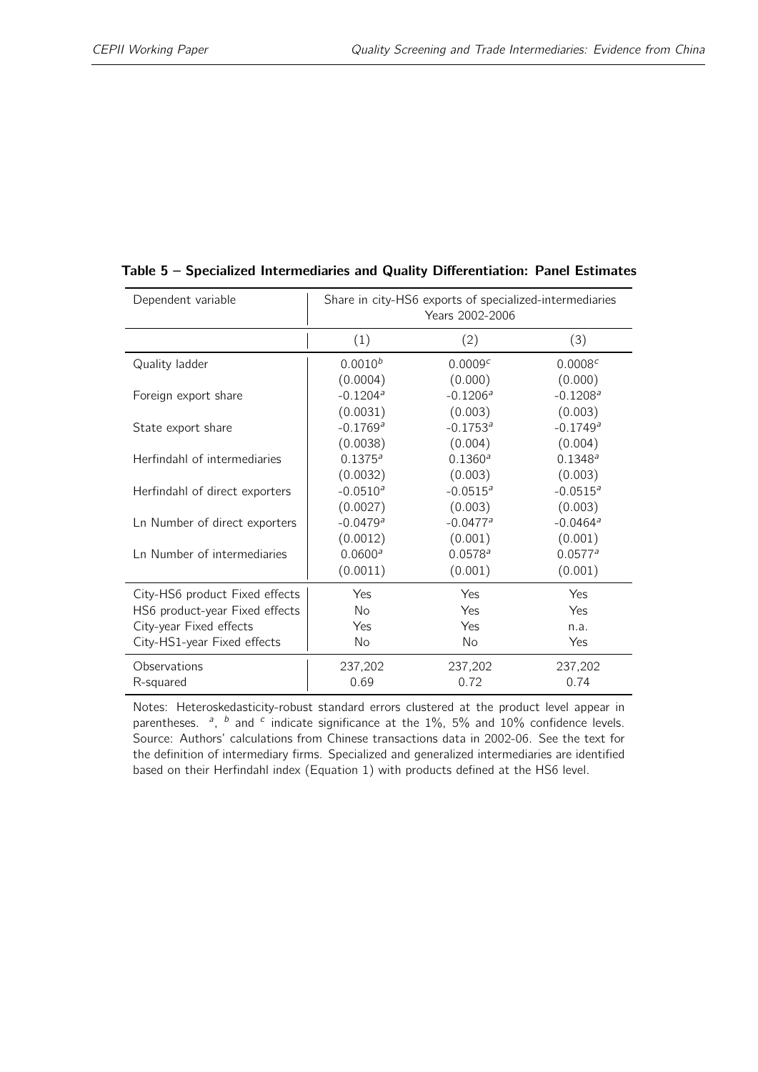**Table 5 – Specialized Intermediaries and Quality Differentiation: Panel Estimates**

| Dependent variable | Share in city-HS6 exports of specialized-intermediaries Years 2002-2006 | | |
|---|---|---|---|
| | (1) | (2) | (3) |
| Quality ladder | $0.0010^{b}$ | $0.0009^{c}$ | $0.0008^{c}$ |
| | (0.0004) | (0.000) | (0.000) |
| Foreign export share | $-0.1204^{a}$ | $-0.1206^{a}$ | $-0.1208^{a}$ |
| | (0.0031) | (0.003) | (0.003) |
| State export share | $-0.1769^{a}$ | $-0.1753^{a}$ | $-0.1749^{a}$ |
| | (0.0038) | (0.004) | (0.004) |
| Herfindahl of intermediaries | $0.1375^{a}$ | $0.1360^{a}$ | $0.1348^{a}$ |
| | (0.0032) | (0.003) | (0.003) |
| Herfindahl of direct exporters | $-0.0510^{a}$ | $-0.0515^{a}$ | $-0.0515^{a}$ |
| | (0.0027) | (0.003) | (0.003) |
| Ln Number of direct exporters | $-0.0479^{a}$ | $-0.0477^{a}$ | $-0.0464^{a}$ |
| | (0.0012) | (0.001) | (0.001) |
| Ln Number of intermediaries | $0.0600^{a}$ | $0.0578^{a}$ | $0.0577^{a}$ |
| | (0.0011) | (0.001) | (0.001) |
| City-HS6 product Fixed effects | Yes | Yes | Yes |
| HS6 product-year Fixed effects | No | Yes | Yes |
| City-year Fixed effects | Yes | Yes | n.a. |
| City-HS1-year Fixed effects | No | No | Yes |
| Observations | 237,202 | 237,202 | 237,202 |
| R-squared | 0.69 | 0.72 | 0.74 |

Notes: Heteroskedasticity-robust standard errors clustered at the product level appear in parentheses. [a], [b] and [c] indicate significance at the 1%, 5% and 10% confidence levels. Source: Authors' calculations from Chinese transactions data in 2002-06. See the text for the definition of intermediary firms. Specialized and generalized intermediaries are identified based on their Herfindahl index (Equation 1) with products defined at the HS6 level.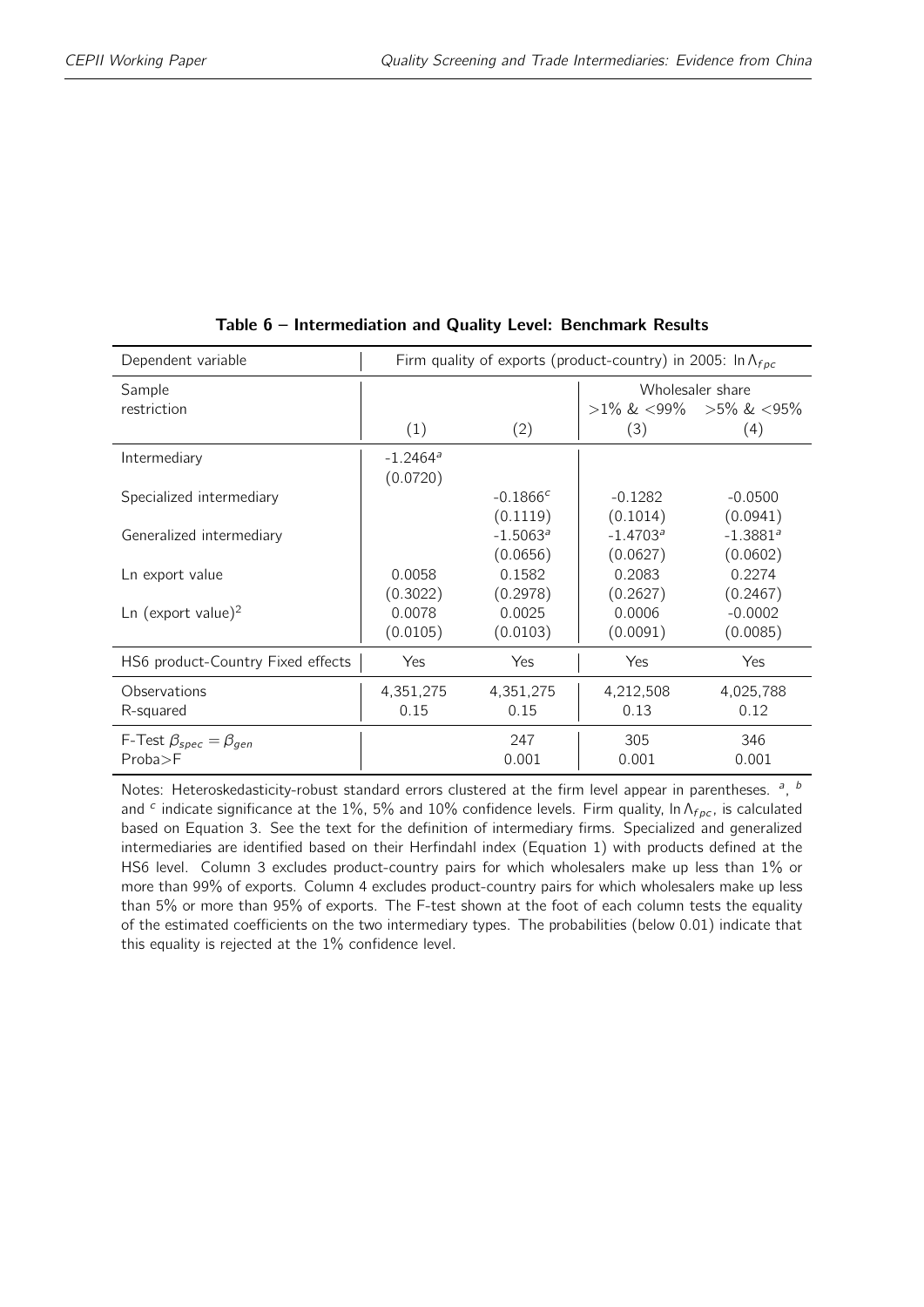**Table 6 – Intermediation and Quality Level: Benchmark Results**

| Dependent variable | Firm quality of exports (product-country) in 2005: $\ln \Lambda_{fpc}$ | | | |
|---|---|---|---|---|
| Sample restriction | | | Wholesaler share >1% & <99% | Wholesaler share >5% & <95% |
| | (1) | (2) | (3) | (4) |
| Intermediary | $-1.2464^{a}$ | | | |
| | (0.0720) | | | |
| Specialized intermediary | | $-0.1866^{c}$ | -0.1282 | -0.0500 |
| | | (0.1119) | (0.1014) | (0.0941) |
| Generalized intermediary | | $-1.5063^{a}$ | $-1.4703^{a}$ | $-1.3881^{a}$ |
| | | (0.0656) | (0.0627) | (0.0602) |
| Ln export value | 0.0058 | 0.1582 | 0.2083 | 0.2274 |
| | (0.3022) | (0.2978) | (0.2627) | (0.2467) |
| Ln (export value)$^2$ | 0.0078 | 0.0025 | 0.0006 | -0.0002 |
| | (0.0105) | (0.0103) | (0.0091) | (0.0085) |
| HS6 product-Country Fixed effects | Yes | Yes | Yes | Yes |
| Observations | 4,351,275 | 4,351,275 | 4,212,508 | 4,025,788 |
| R-squared | 0.15 | 0.15 | 0.13 | 0.12 |
| F-Test $\beta_{spec} = \beta_{gen}$ | | 247 | 305 | 346 |
| Proba>F | | 0.001 | 0.001 | 0.001 |

Notes: Heteroskedasticity-robust standard errors clustered at the firm level appear in parentheses. [a], [b] and [c] indicate significance at the 1%, 5% and 10% confidence levels. Firm quality, $\ln \Lambda_{fpc}$, is calculated based on Equation 3. See the text for the definition of intermediary firms. Specialized and generalized intermediaries are identified based on their Herfindahl index (Equation 1) with products defined at the HS6 level. Column 3 excludes product-country pairs for which wholesalers make up less than 1% or more than 99% of exports. Column 4 excludes product-country pairs for which wholesalers make up less than 5% or more than 95% of exports. The F-test shown at the foot of each column tests the equality of the estimated coefficients on the two intermediary types. The probabilities (below 0.01) indicate that this equality is rejected at the 1% confidence level.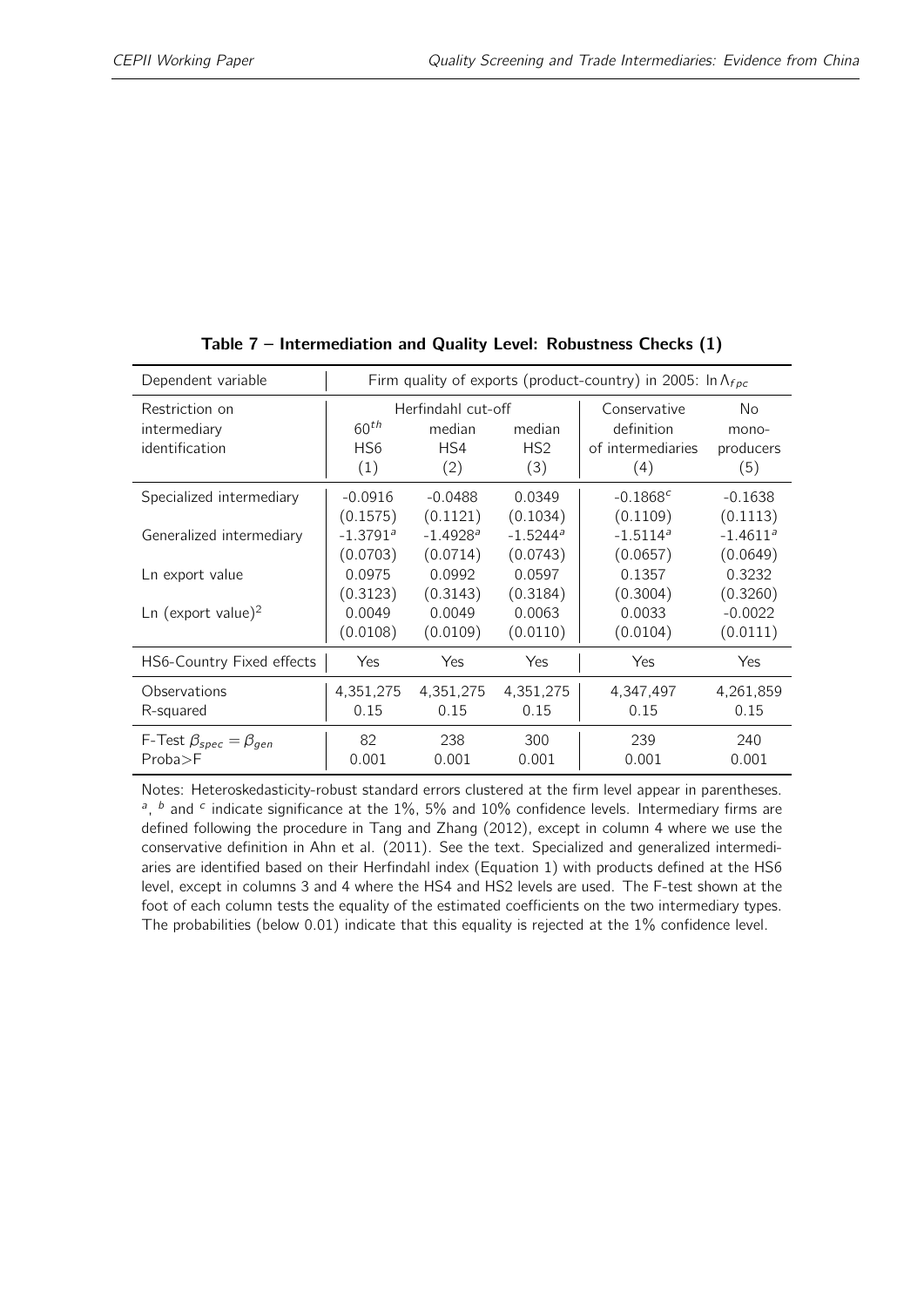**Table 7 – Intermediation and Quality Level: Robustness Checks (1)**

| Dependent variable | Firm quality of exports (product-country) in 2005: $\ln \Lambda_{fpc}$ | | | | |
|---|---|---|---|---|---|
| Restriction on intermediary identification | Herfindahl cut-off | | | Conservative definition of intermediaries | No mono-producers |
| | $60^{th}$ HS6 | median HS4 | median HS2 | | |
| | (1) | (2) | (3) | (4) | (5) |
| Specialized intermediary | -0.0916 | -0.0488 | 0.0349 | -0.1868[c] | -0.1638 |
| | (0.1575) | (0.1121) | (0.1034) | (0.1109) | (0.1113) |
| Generalized intermediary | -1.3791[a] | -1.4928[a] | -1.5244[a] | -1.5114[a] | -1.4611[a] |
| | (0.0703) | (0.0714) | (0.0743) | (0.0657) | (0.0649) |
| Ln export value | 0.0975 | 0.0992 | 0.0597 | 0.1357 | 0.3232 |
| | (0.3123) | (0.3143) | (0.3184) | (0.3004) | (0.3260) |
| Ln (export value)$^2$ | 0.0049 | 0.0049 | 0.0063 | 0.0033 | -0.0022 |
| | (0.0108) | (0.0109) | (0.0110) | (0.0104) | (0.0111) |
| HS6-Country Fixed effects | Yes | Yes | Yes | Yes | Yes |
| Observations | 4,351,275 | 4,351,275 | 4,351,275 | 4,347,497 | 4,261,859 |
| R-squared | 0.15 | 0.15 | 0.15 | 0.15 | 0.15 |
| F-Test $\beta_{spec} = \beta_{gen}$ | 82 | 238 | 300 | 239 | 240 |
| Proba>F | 0.001 | 0.001 | 0.001 | 0.001 | 0.001 |

Notes: Heteroskedasticity-robust standard errors clustered at the firm level appear in parentheses. [a], [b] and [c] indicate significance at the 1%, 5% and 10% confidence levels. Intermediary firms are defined following the procedure in Tang and Zhang (2012), except in column 4 where we use the conservative definition in Ahn et al. (2011). See the text. Specialized and generalized intermediaries are identified based on their Herfindahl index (Equation 1) with products defined at the HS6 level, except in columns 3 and 4 where the HS4 and HS2 levels are used. The F-test shown at the foot of each column tests the equality of the estimated coefficients on the two intermediary types. The probabilities (below 0.01) indicate that this equality is rejected at the 1% confidence level.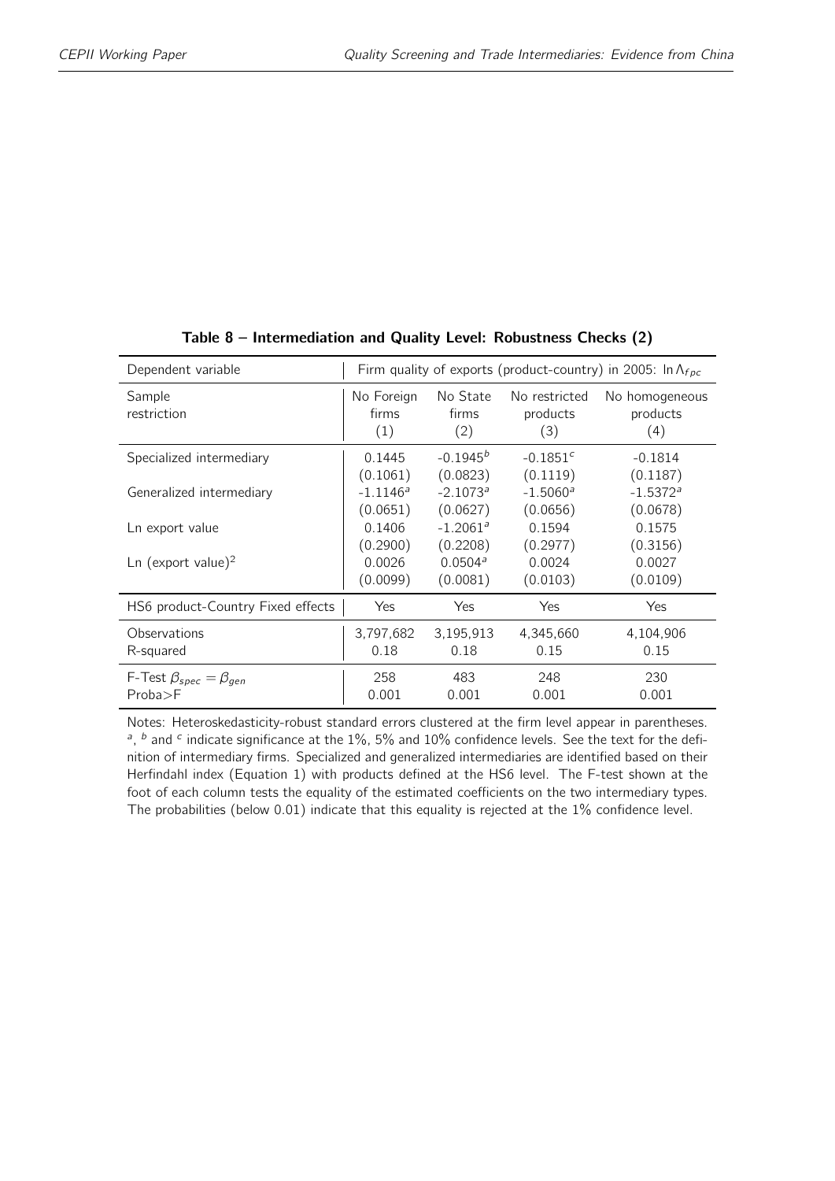**Table 8 – Intermediation and Quality Level: Robustness Checks (2)**

| Dependent variable | Firm quality of exports (product-country) in 2005: $\ln \Lambda_{fpc}$ | | | |
|---|---|---|---|---|
| Sample restriction | No Foreign firms (1) | No State firms (2) | No restricted products (3) | No homogeneous products (4) |
| Specialized intermediary | 0.1445 | -0.1945[b] | -0.1851[c] | -0.1814 |
| | (0.1061) | (0.0823) | (0.1119) | (0.1187) |
| Generalized intermediary | -1.1146[a] | -2.1073[a] | -1.5060[a] | -1.5372[a] |
| | (0.0651) | (0.0627) | (0.0656) | (0.0678) |
| Ln export value | 0.1406 | -1.2061[a] | 0.1594 | 0.1575 |
| | (0.2900) | (0.2208) | (0.2977) | (0.3156) |
| Ln (export value)$^2$ | 0.0026 | 0.0504[a] | 0.0024 | 0.0027 |
| | (0.0099) | (0.0081) | (0.0103) | (0.0109) |
| HS6 product-Country Fixed effects | Yes | Yes | Yes | Yes |
| Observations | 3,797,682 | 3,195,913 | 4,345,660 | 4,104,906 |
| R-squared | 0.18 | 0.18 | 0.15 | 0.15 |
| F-Test $\beta_{spec} = \beta_{gen}$ | 258 | 483 | 248 | 230 |
| Proba>F | 0.001 | 0.001 | 0.001 | 0.001 |

Notes: Heteroskedasticity-robust standard errors clustered at the firm level appear in parentheses. [a], [b] and [c] indicate significance at the 1%, 5% and 10% confidence levels. See the text for the definition of intermediary firms. Specialized and generalized intermediaries are identified based on their Herfindahl index (Equation 1) with products defined at the HS6 level. The F-test shown at the foot of each column tests the equality of the estimated coefficients on the two intermediary types. The probabilities (below 0.01) indicate that this equality is rejected at the 1% confidence level.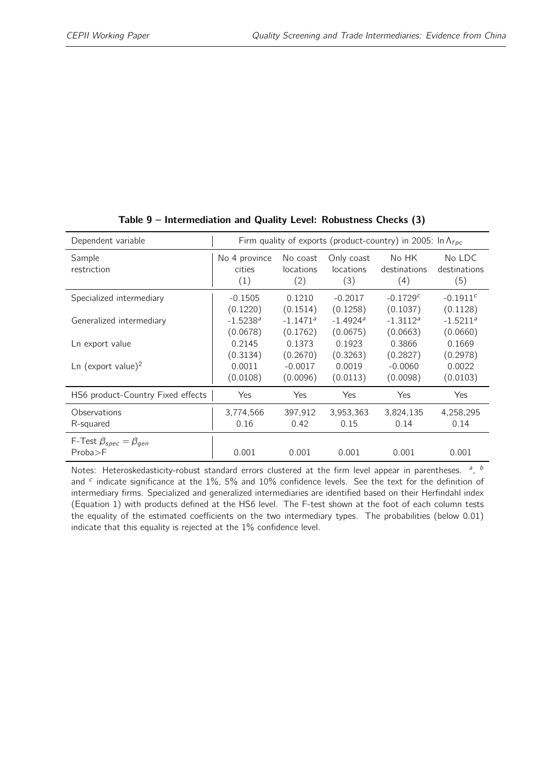**Table 9 – Intermediation and Quality Level: Robustness Checks (3)**

| Dependent variable | Firm quality of exports (product-country) in 2005: $\ln \Lambda_{fpc}$ | | | | |
|---|---|---|---|---|---|
| Sample restriction | No 4 province cities (1) | No coast locations (2) | Only coast locations (3) | No HK destinations (4) | No LDC destinations (5) |
| Specialized intermediary | -0.1505 | 0.1210 | -0.2017 | -0.1729[c] | -0.1911[c] |
| | (0.1220) | (0.1514) | (0.1258) | (0.1037) | (0.1128) |
| Generalized intermediary | -1.5238[a] | -1.1471[a] | -1.4924[a] | -1.3112[a] | -1.5211[a] |
| | (0.0678) | (0.1762) | (0.0675) | (0.0663) | (0.0660) |
| Ln export value | 0.2145 | 0.1373 | 0.1923 | 0.3866 | 0.1669 |
| | (0.3134) | (0.2670) | (0.3263) | (0.2827) | (0.2978) |
| Ln (export value)$^2$ | 0.0011 | -0.0017 | 0.0019 | -0.0060 | 0.0022 |
| | (0.0108) | (0.0096) | (0.0113) | (0.0098) | (0.0103) |
| HS6 product-Country Fixed effects | Yes | Yes | Yes | Yes | Yes |
| Observations | 3,774,566 | 397,912 | 3,953,363 | 3,824,135 | 4,258,295 |
| R-squared | 0.16 | 0.42 | 0.15 | 0.14 | 0.14 |
| F-Test $\beta_{spec} = \beta_{gen}$ | | | | | |
| Proba>F | 0.001 | 0.001 | 0.001 | 0.001 | 0.001 |

Notes: Heteroskedasticity-robust standard errors clustered at the firm level appear in parentheses. [a], [b] and [c] indicate significance at the 1%, 5% and 10% confidence levels. See the text for the definition of intermediary firms. Specialized and generalized intermediaries are identified based on their Herfindahl index (Equation 1) with products defined at the HS6 level. The F-test shown at the foot of each column tests the equality of the estimated coefficients on the two intermediary types. The probabilities (below 0.01) indicate that this equality is rejected at the 1% confidence level.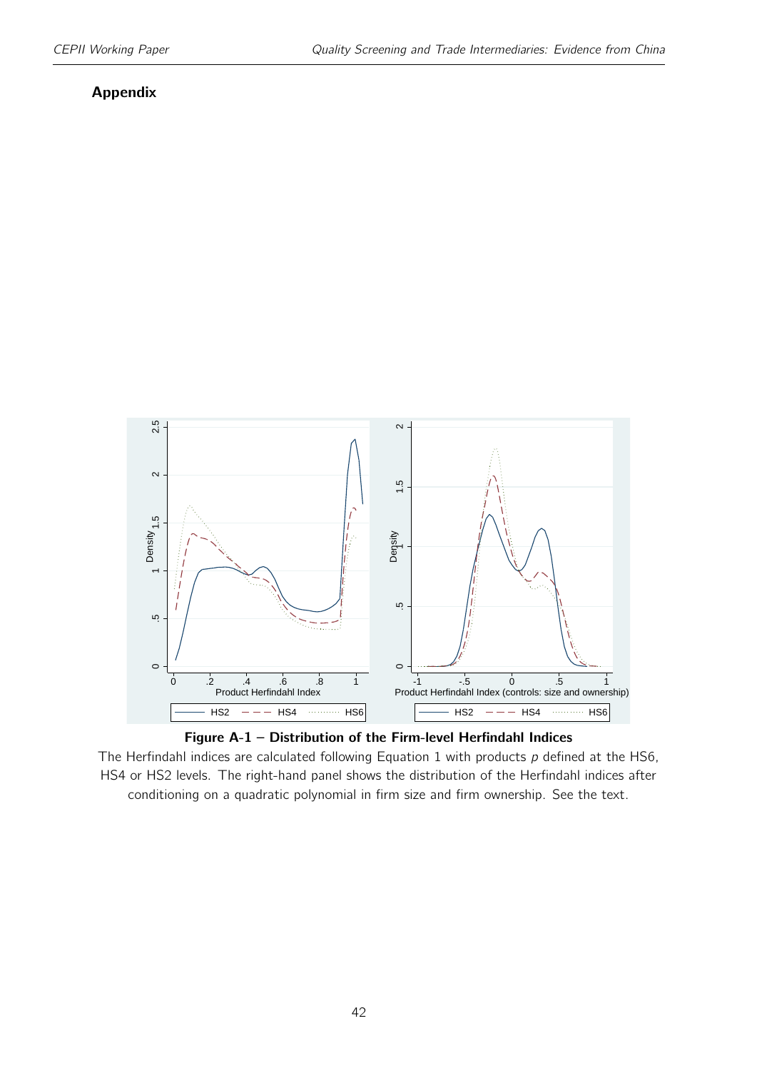## Appendix

**Figure A-1 – Distribution of the Firm-level Herfindahl Indices**

The Herfindahl indices are calculated following Equation 1 with products $p$ defined at the HS6, HS4 or HS2 levels. The right-hand panel shows the distribution of the Herfindahl indices after conditioning on a quadratic polynomial in firm size and firm ownership. See the text.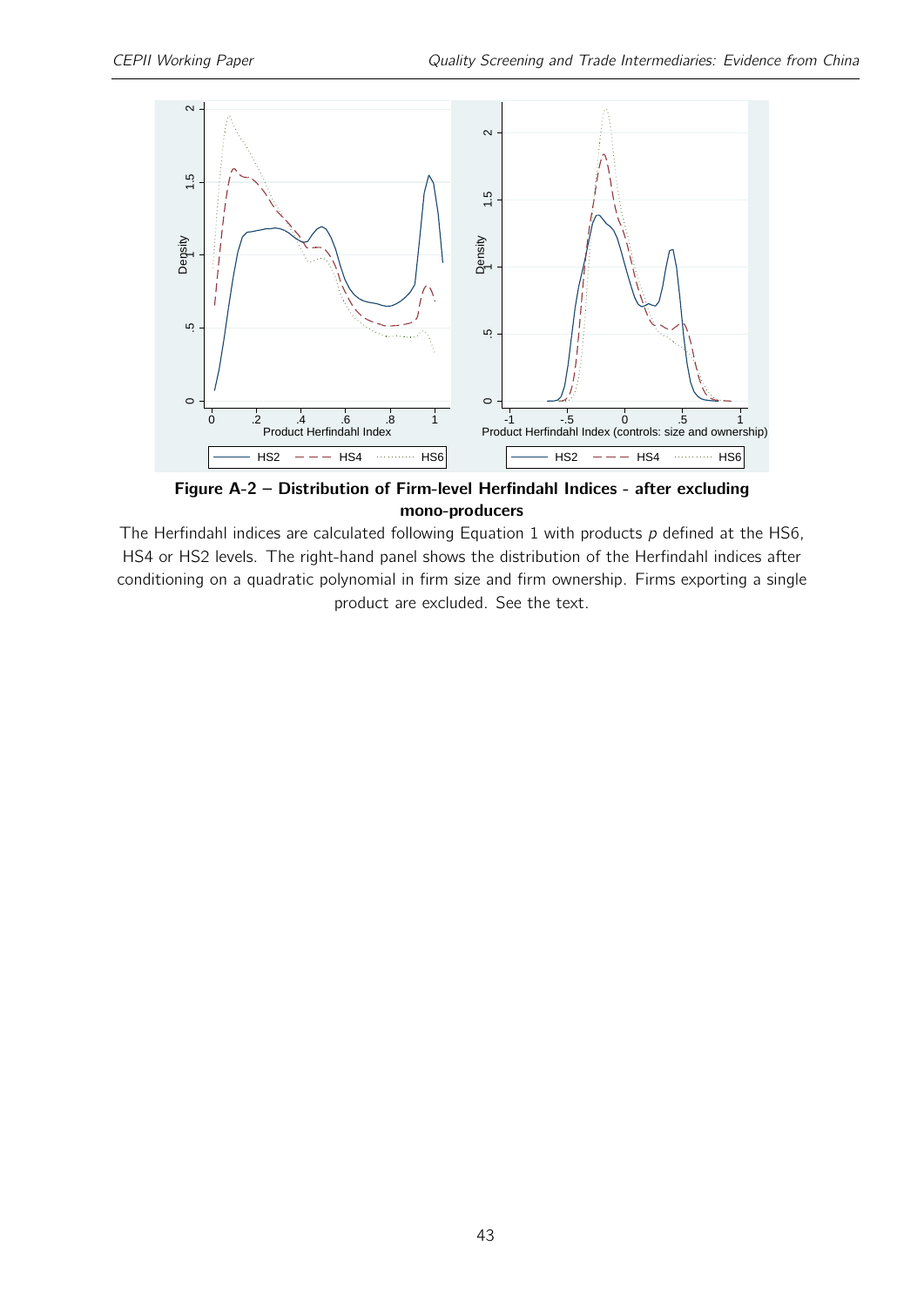**Figure A-2 – Distribution of Firm-level Herfindahl Indices - after excluding mono-producers**

The Herfindahl indices are calculated following Equation 1 with products $p$ defined at the HS6, HS4 or HS2 levels. The right-hand panel shows the distribution of the Herfindahl indices after conditioning on a quadratic polynomial in firm size and firm ownership. Firms exporting a single product are excluded. See the text.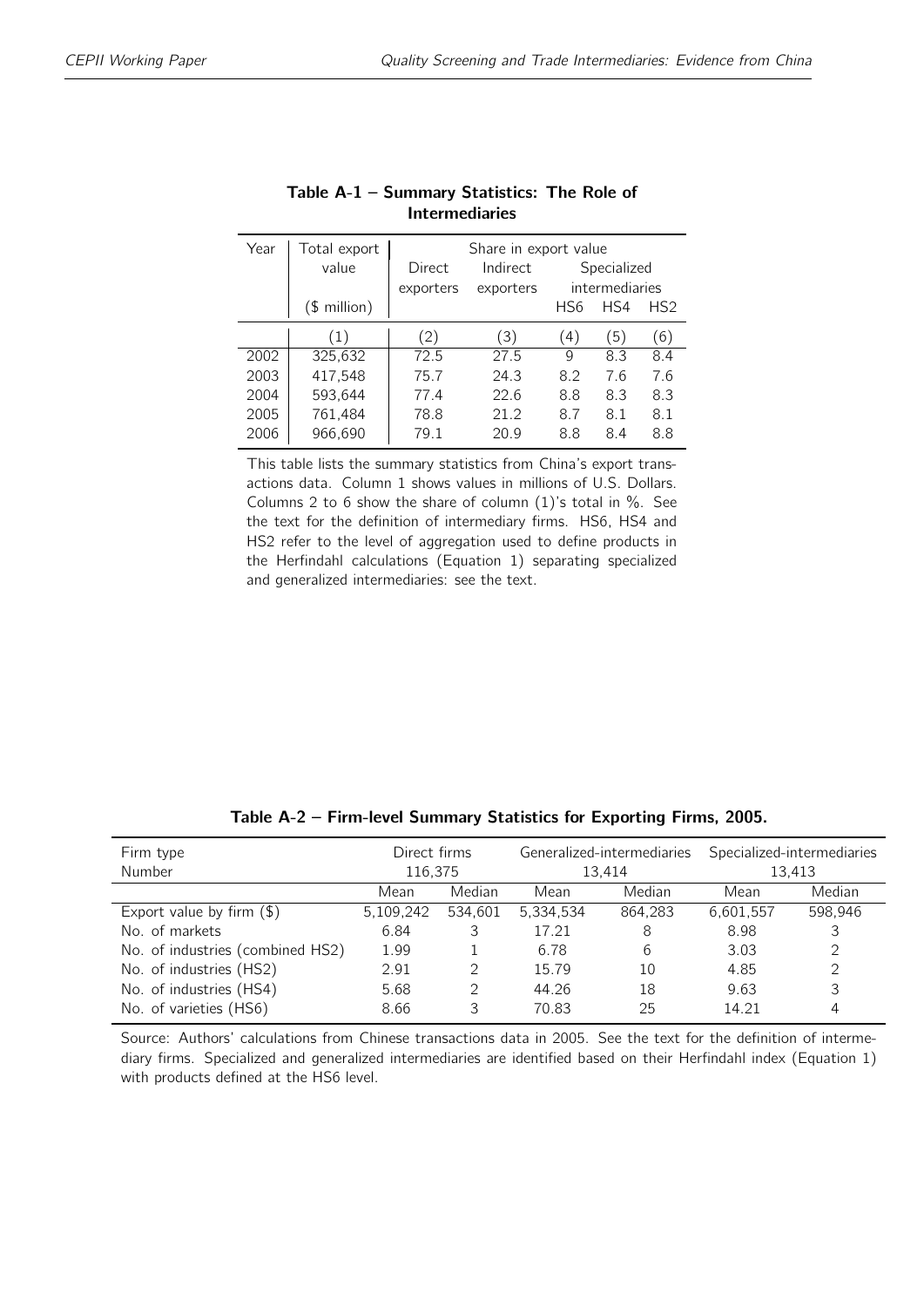**Table A-1 – Summary Statistics: The Role of Intermediaries**

| Year | Total export value | Share in export value | | | | |
|---|---|---|---|---|---|---|
| | | Direct exporters | Indirect exporters | Specialized intermediaries | | |
| | ($ million) | | | HS6 | HS4 | HS2 |
| | (1) | (2) | (3) | (4) | (5) | (6) |
| 2002 | 325,632 | 72.5 | 27.5 | 9 | 8.3 | 8.4 |
| 2003 | 417,548 | 75.7 | 24.3 | 8.2 | 7.6 | 7.6 |
| 2004 | 593,644 | 77.4 | 22.6 | 8.8 | 8.3 | 8.3 |
| 2005 | 761,484 | 78.8 | 21.2 | 8.7 | 8.1 | 8.1 |
| 2006 | 966,690 | 79.1 | 20.9 | 8.8 | 8.4 | 8.8 |

This table lists the summary statistics from China's export transactions data. Column 1 shows values in millions of U.S. Dollars. Columns 2 to 6 show the share of column (1)'s total in %. See the text for the definition of intermediary firms. HS6, HS4 and HS2 refer to the level of aggregation used to define products in the Herfindahl calculations (Equation 1) separating specialized and generalized intermediaries: see the text.

**Table A-2 – Firm-level Summary Statistics for Exporting Firms, 2005.**

| Firm type | Direct firms | | Generalized-intermediaries | | Specialized-intermediaries | |
|---|---|---|---|---|---|---|
| Number | 116,375 | | 13,414 | | 13,413 | |
| | Mean | Median | Mean | Median | Mean | Median |
| Export value by firm ($) | 5,109,242 | 534,601 | 5,334,534 | 864,283 | 6,601,557 | 598,946 |
| No. of markets | 6.84 | 3 | 17.21 | 8 | 8.98 | 3 |
| No. of industries (combined HS2) | 1.99 | 1 | 6.78 | 6 | 3.03 | 2 |
| No. of industries (HS2) | 2.91 | 2 | 15.79 | 10 | 4.85 | 2 |
| No. of industries (HS4) | 5.68 | 2 | 44.26 | 18 | 9.63 | 3 |
| No. of varieties (HS6) | 8.66 | 3 | 70.83 | 25 | 14.21 | 4 |

Source: Authors' calculations from Chinese transactions data in 2005. See the text for the definition of intermediary firms. Specialized and generalized intermediaries are identified based on their Herfindahl index (Equation 1) with products defined at the HS6 level.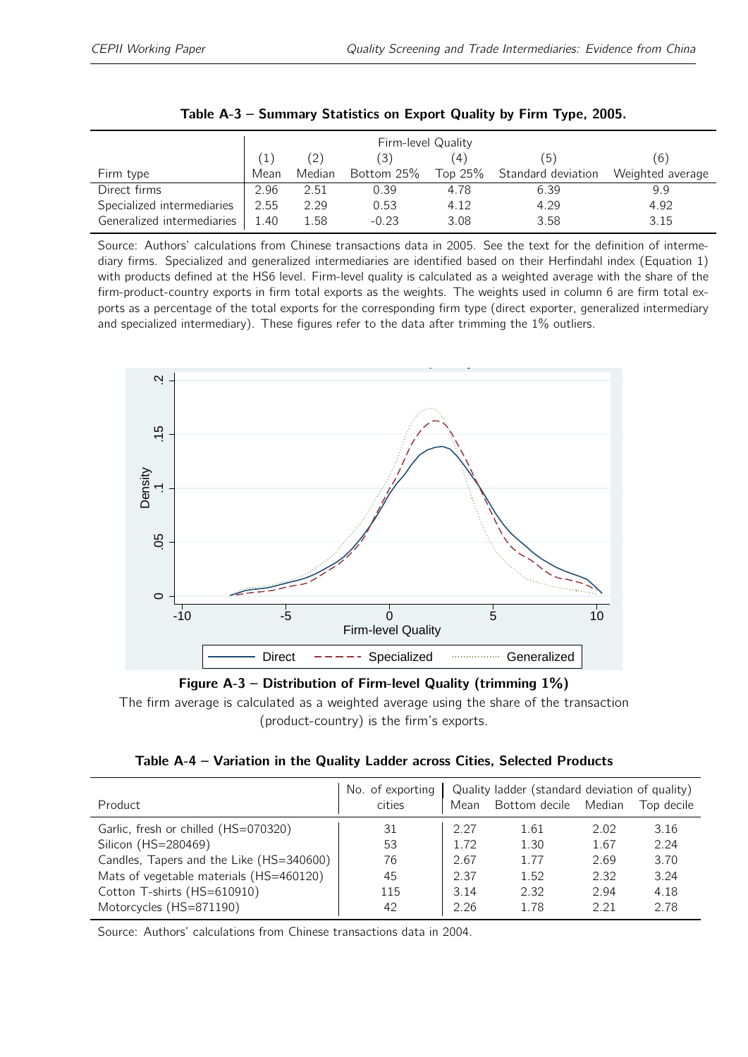**Table A-3 – Summary Statistics on Export Quality by Firm Type, 2005.**

| | Firm-level Quality | | | | | |
|---|---|---|---|---|---|---|
| | (1) | (2) | (3) | (4) | (5) | (6) |
| Firm type | Mean | Median | Bottom 25% | Top 25% | Standard deviation | Weighted average |
| Direct firms | 2.96 | 2.51 | 0.39 | 4.78 | 6.39 | 9.9 |
| Specialized intermediaries | 2.55 | 2.29 | 0.53 | 4.12 | 4.29 | 4.92 |
| Generalized intermediaries | 1.40 | 1.58 | -0.23 | 3.08 | 3.58 | 3.15 |

Source: Authors' calculations from Chinese transactions data in 2005. See the text for the definition of intermediary firms. Specialized and generalized intermediaries are identified based on their Herfindahl index (Equation 1) with products defined at the HS6 level. Firm-level quality is calculated as a weighted average with the share of the firm-product-country exports in firm total exports as the weights. The weights used in column 6 are firm total exports as a percentage of the total exports for the corresponding firm type (direct exporter, generalized intermediary and specialized intermediary). These figures refer to the data after trimming the 1% outliers.

**Figure A-3 – Distribution of Firm-level Quality (trimming 1%)**

The firm average is calculated as a weighted average using the share of the transaction (product-country) is the firm's exports.

**Table A-4 – Variation in the Quality Ladder across Cities, Selected Products**

| Product | No. of exporting cities | Quality ladder (standard deviation of quality) | | | |
|---|---|---|---|---|---|
| | | Mean | Bottom decile | Median | Top decile |
| Garlic, fresh or chilled (HS=070320) | 31 | 2.27 | 1.61 | 2.02 | 3.16 |
| Silicon (HS=280469) | 53 | 1.72 | 1.30 | 1.67 | 2.24 |
| Candles, Tapers and the Like (HS=340600) | 76 | 2.67 | 1.77 | 2.69 | 3.70 |
| Mats of vegetable materials (HS=460120) | 45 | 2.37 | 1.52 | 2.32 | 3.24 |
| Cotton T-shirts (HS=610910) | 115 | 3.14 | 2.32 | 2.94 | 4.18 |
| Motorcycles (HS=871190) | 42 | 2.26 | 1.78 | 2.21 | 2.78 |

Source: Authors' calculations from Chinese transactions data in 2004.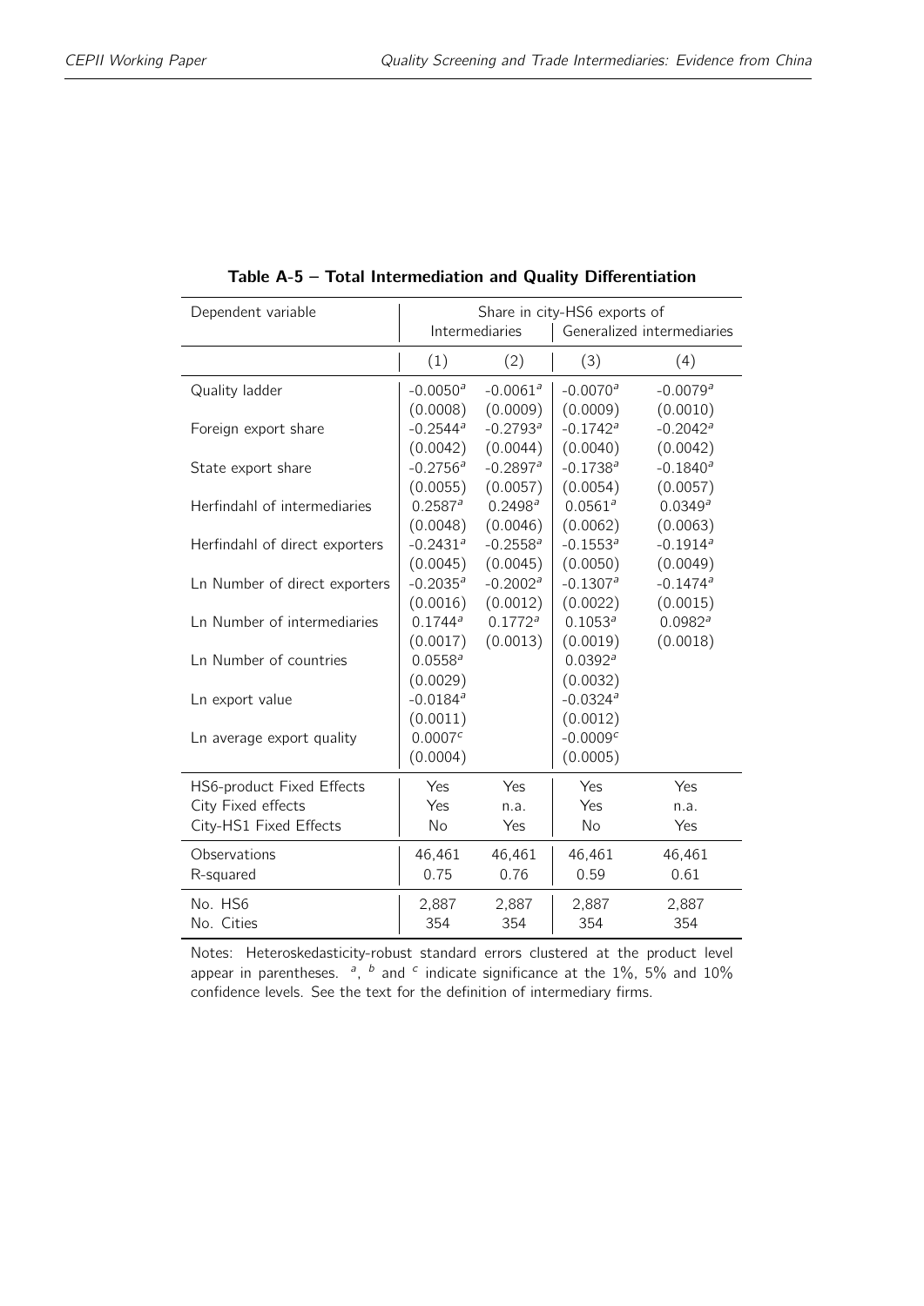**Table A-5 – Total Intermediation and Quality Differentiation**

| Dependent variable | Share in city-HS6 exports of | | | |
|---|---|---|---|---|
| | Intermediaries | | Generalized intermediaries | |
| | (1) | (2) | (3) | (4) |
| Quality ladder | $-0.0050^a$ | $-0.0061^a$ | $-0.0070^a$ | $-0.0079^a$ |
| | (0.0008) | (0.0009) | (0.0009) | (0.0010) |
| Foreign export share | $-0.2544^a$ | $-0.2793^a$ | $-0.1742^a$ | $-0.2042^a$ |
| | (0.0042) | (0.0044) | (0.0040) | (0.0042) |
| State export share | $-0.2756^a$ | $-0.2897^a$ | $-0.1738^a$ | $-0.1840^a$ |
| | (0.0055) | (0.0057) | (0.0054) | (0.0057) |
| Herfindahl of intermediaries | $0.2587^a$ | $0.2498^a$ | $0.0561^a$ | $0.0349^a$ |
| | (0.0048) | (0.0046) | (0.0062) | (0.0063) |
| Herfindahl of direct exporters | $-0.2431^a$ | $-0.2558^a$ | $-0.1553^a$ | $-0.1914^a$ |
| | (0.0045) | (0.0045) | (0.0050) | (0.0049) |
| Ln Number of direct exporters | $-0.2035^a$ | $-0.2002^a$ | $-0.1307^a$ | $-0.1474^a$ |
| | (0.0016) | (0.0012) | (0.0022) | (0.0015) |
| Ln Number of intermediaries | $0.1744^a$ | $0.1772^a$ | $0.1053^a$ | $0.0982^a$ |
| | (0.0017) | (0.0013) | (0.0019) | (0.0018) |
| Ln Number of countries | $0.0558^a$ | | $0.0392^a$ | |
| | (0.0029) | | (0.0032) | |
| Ln export value | $-0.0184^a$ | | $-0.0324^a$ | |
| | (0.0011) | | (0.0012) | |
| Ln average export quality | $0.0007^c$ | | $-0.0009^c$ | |
| | (0.0004) | | (0.0005) | |
| HS6-product Fixed Effects | Yes | Yes | Yes | Yes |
| City Fixed effects | Yes | n.a. | Yes | n.a. |
| City-HS1 Fixed Effects | No | Yes | No | Yes |
| Observations | 46,461 | 46,461 | 46,461 | 46,461 |
| R-squared | 0.75 | 0.76 | 0.59 | 0.61 |
| No. HS6 | 2,887 | 2,887 | 2,887 | 2,887 |
| No. Cities | 354 | 354 | 354 | 354 |

Notes: Heteroskedasticity-robust standard errors clustered at the product level appear in parentheses. [a], [b] and [c] indicate significance at the 1%, 5% and 10% confidence levels. See the text for the definition of intermediary firms.